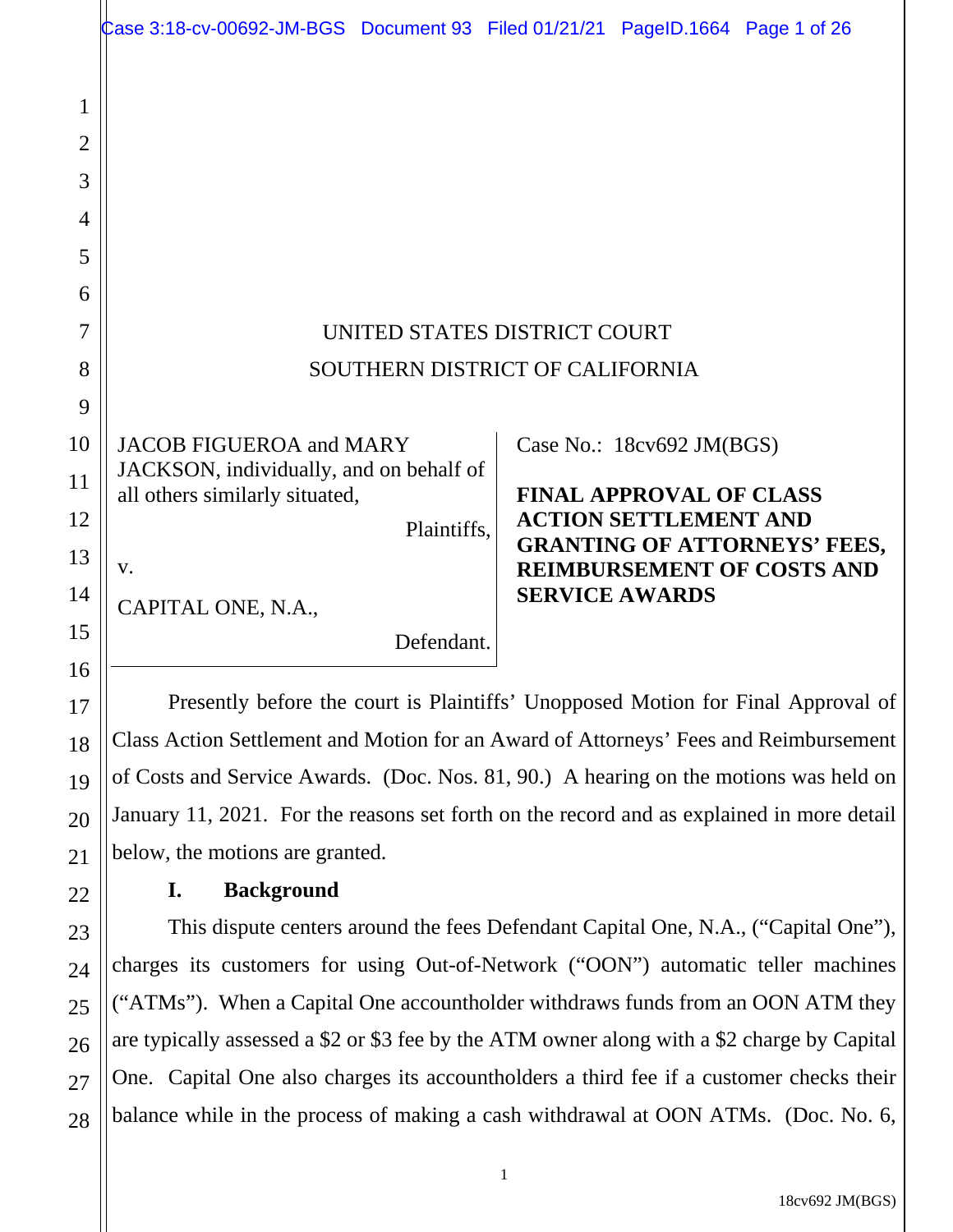UNITED STATES DISTRICT COURT

SOUTHERN DISTRICT OF CALIFORNIA

| | |
|---|---|
| JACOB FIGUEROA and MARY JACKSON, individually, and on behalf of all others similarly situated,<br><br>Plaintiffs,<br><br>v.<br><br>CAPITAL ONE, N.A.,<br><br>Defendant. | Case No.: 18cv692 JM(BGS)<br><br>**FINAL APPROVAL OF CLASS ACTION SETTLEMENT AND GRANTING OF ATTORNEYS' FEES, REIMBURSEMENT OF COSTS AND SERVICE AWARDS** |

Presently before the court is Plaintiffs' Unopposed Motion for Final Approval of Class Action Settlement and Motion for an Award of Attorneys' Fees and Reimbursement of Costs and Service Awards. (Doc. Nos. 81, 90.) A hearing on the motions was held on January 11, 2021. For the reasons set forth on the record and as explained in more detail below, the motions are granted.

## I. Background

This dispute centers around the fees Defendant Capital One, N.A., ("Capital One"), charges its customers for using Out-of-Network ("OON") automatic teller machines ("ATMs"). When a Capital One accountholder withdraws funds from an OON ATM they are typically assessed a $2 or $3 fee by the ATM owner along with a $2 charge by Capital One. Capital One also charges its accountholders a third fee if a customer checks their balance while in the process of making a cash withdrawal at OON ATMs. (Doc. No. 6,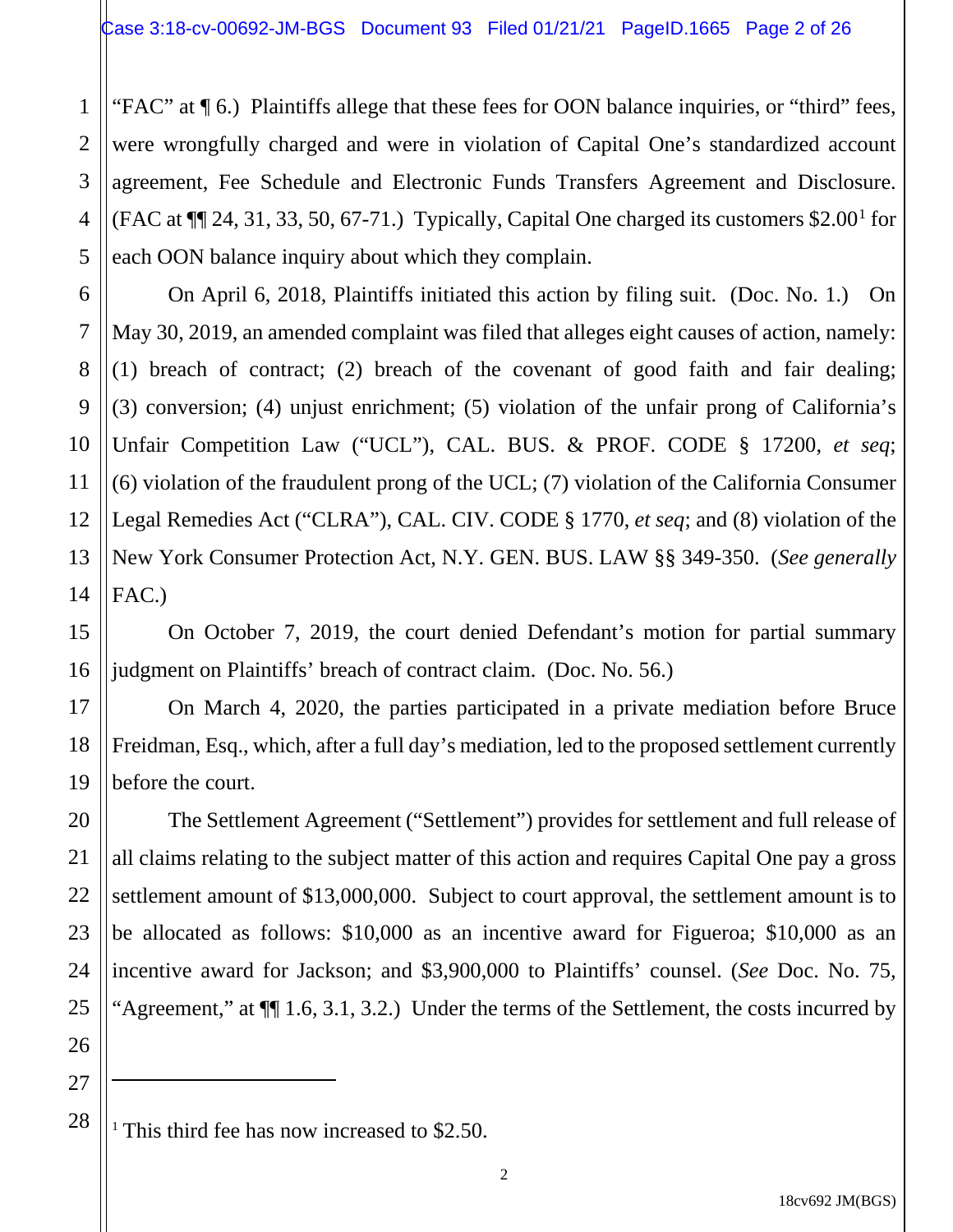"FAC" at ¶ 6.) Plaintiffs allege that these fees for OON balance inquiries, or "third" fees, were wrongfully charged and were in violation of Capital One's standardized account agreement, Fee Schedule and Electronic Funds Transfers Agreement and Disclosure. (FAC at ¶¶ 24, 31, 33, 50, 67-71.) Typically, Capital One charged its customers $2.00[1] for each OON balance inquiry about which they complain.

On April 6, 2018, Plaintiffs initiated this action by filing suit. (Doc. No. 1.) On May 30, 2019, an amended complaint was filed that alleges eight causes of action, namely: (1) breach of contract; (2) breach of the covenant of good faith and fair dealing; (3) conversion; (4) unjust enrichment; (5) violation of the unfair prong of California's Unfair Competition Law ("UCL"), CAL. BUS. & PROF. CODE § 17200, *et seq*; (6) violation of the fraudulent prong of the UCL; (7) violation of the California Consumer Legal Remedies Act ("CLRA"), CAL. CIV. CODE § 1770, *et seq*; and (8) violation of the New York Consumer Protection Act, N.Y. GEN. BUS. LAW §§ 349-350. (*See generally* FAC.)

On October 7, 2019, the court denied Defendant's motion for partial summary judgment on Plaintiffs' breach of contract claim. (Doc. No. 56.)

On March 4, 2020, the parties participated in a private mediation before Bruce Freidman, Esq., which, after a full day's mediation, led to the proposed settlement currently before the court.

The Settlement Agreement ("Settlement") provides for settlement and full release of all claims relating to the subject matter of this action and requires Capital One pay a gross settlement amount of $13,000,000. Subject to court approval, the settlement amount is to be allocated as follows: $10,000 as an incentive award for Figueroa; $10,000 as an incentive award for Jackson; and $3,900,000 to Plaintiffs' counsel. (*See* Doc. No. 75, "Agreement," at ¶¶ 1.6, 3.1, 3.2.) Under the terms of the Settlement, the costs incurred by

---

[1] This third fee has now increased to $2.50.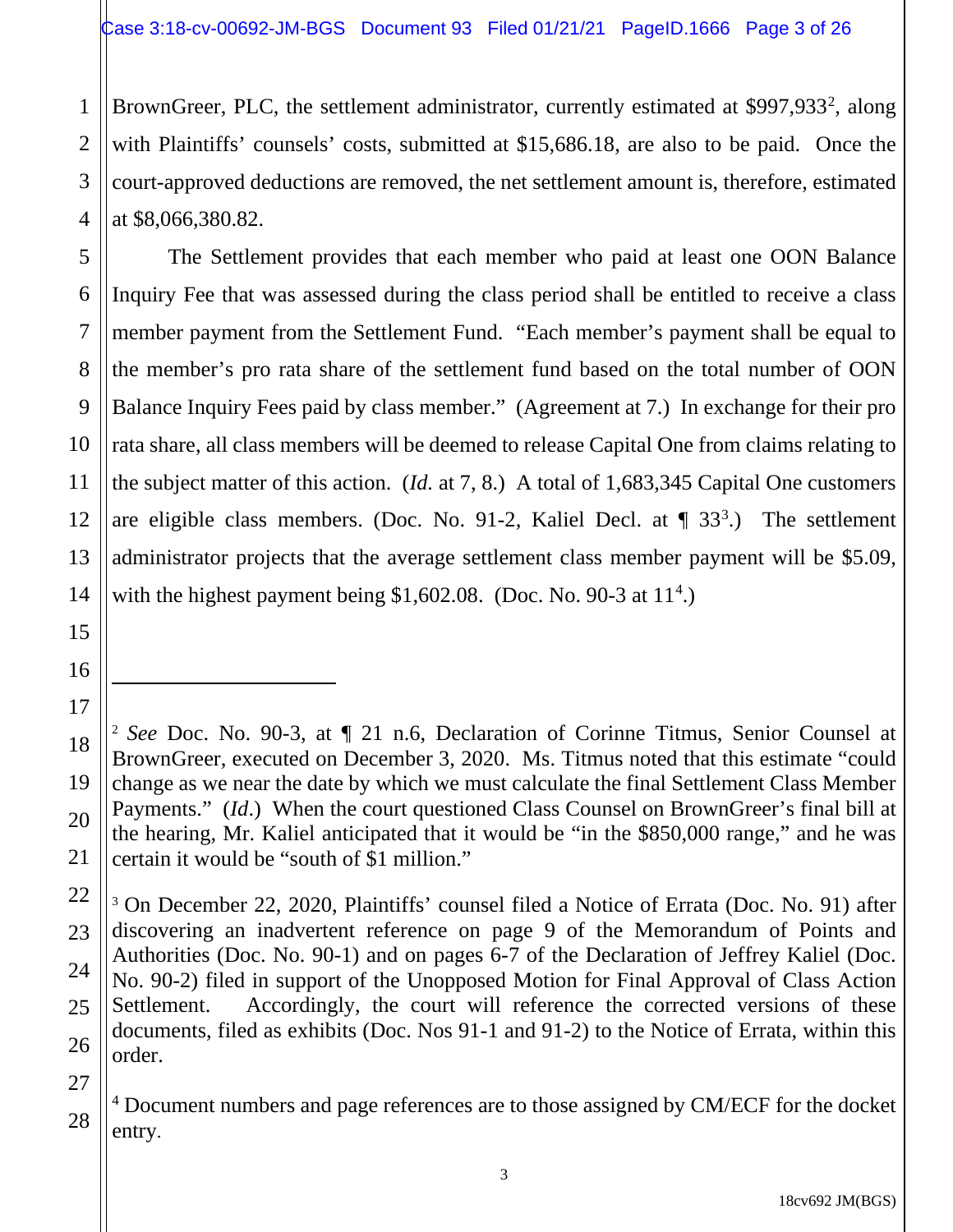BrownGreer, PLC, the settlement administrator, currently estimated at $997,933[2], along with Plaintiffs' counsels' costs, submitted at $15,686.18, are also to be paid. Once the court-approved deductions are removed, the net settlement amount is, therefore, estimated at $8,066,380.82.

The Settlement provides that each member who paid at least one OON Balance Inquiry Fee that was assessed during the class period shall be entitled to receive a class member payment from the Settlement Fund. "Each member's payment shall be equal to the member's pro rata share of the settlement fund based on the total number of OON Balance Inquiry Fees paid by class member." (Agreement at 7.) In exchange for their pro rata share, all class members will be deemed to release Capital One from claims relating to the subject matter of this action. (*Id.* at 7, 8.) A total of 1,683,345 Capital One customers are eligible class members. (Doc. No. 91-2, Kaliel Decl. at ¶ 33[3].) The settlement administrator projects that the average settlement class member payment will be $5.09, with the highest payment being $1,602.08. (Doc. No. 90-3 at 11[4].)

---

[2] *See* Doc. No. 90-3, at ¶ 21 n.6, Declaration of Corinne Titmus, Senior Counsel at BrownGreer, executed on December 3, 2020. Ms. Titmus noted that this estimate "could change as we near the date by which we must calculate the final Settlement Class Member Payments." (*Id*.) When the court questioned Class Counsel on BrownGreer's final bill at the hearing, Mr. Kaliel anticipated that it would be "in the $850,000 range," and he was certain it would be "south of $1 million."

[3] On December 22, 2020, Plaintiffs' counsel filed a Notice of Errata (Doc. No. 91) after discovering an inadvertent reference on page 9 of the Memorandum of Points and Authorities (Doc. No. 90-1) and on pages 6-7 of the Declaration of Jeffrey Kaliel (Doc. No. 90-2) filed in support of the Unopposed Motion for Final Approval of Class Action Settlement. Accordingly, the court will reference the corrected versions of these documents, filed as exhibits (Doc. Nos 91-1 and 91-2) to the Notice of Errata, within this order.

[4] Document numbers and page references are to those assigned by CM/ECF for the docket entry.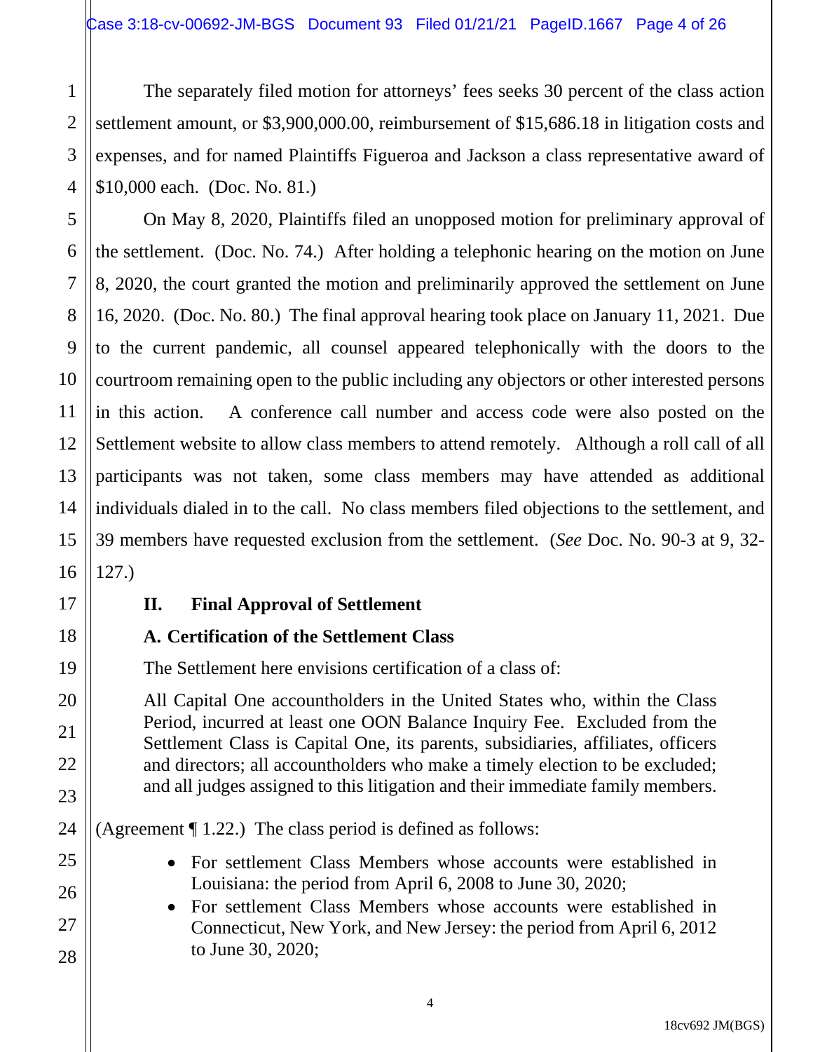The separately filed motion for attorneys' fees seeks 30 percent of the class action settlement amount, or $3,900,000.00, reimbursement of $15,686.18 in litigation costs and expenses, and for named Plaintiffs Figueroa and Jackson a class representative award of $10,000 each. (Doc. No. 81.)

On May 8, 2020, Plaintiffs filed an unopposed motion for preliminary approval of the settlement. (Doc. No. 74.) After holding a telephonic hearing on the motion on June 8, 2020, the court granted the motion and preliminarily approved the settlement on June 16, 2020. (Doc. No. 80.) The final approval hearing took place on January 11, 2021. Due to the current pandemic, all counsel appeared telephonically with the doors to the courtroom remaining open to the public including any objectors or other interested persons in this action. A conference call number and access code were also posted on the Settlement website to allow class members to attend remotely. Although a roll call of all participants was not taken, some class members may have attended as additional individuals dialed in to the call. No class members filed objections to the settlement, and 39 members have requested exclusion from the settlement. (*See* Doc. No. 90-3 at 9, 32-127.)

## II. Final Approval of Settlement

### A. Certification of the Settlement Class

The Settlement here envisions certification of a class of:

> All Capital One accountholders in the United States who, within the Class Period, incurred at least one OON Balance Inquiry Fee. Excluded from the Settlement Class is Capital One, its parents, subsidiaries, affiliates, officers and directors; all accountholders who make a timely election to be excluded; and all judges assigned to this litigation and their immediate family members.

(Agreement ¶ 1.22.) The class period is defined as follows:

- For settlement Class Members whose accounts were established in Louisiana: the period from April 6, 2008 to June 30, 2020;
- For settlement Class Members whose accounts were established in Connecticut, New York, and New Jersey: the period from April 6, 2012 to June 30, 2020;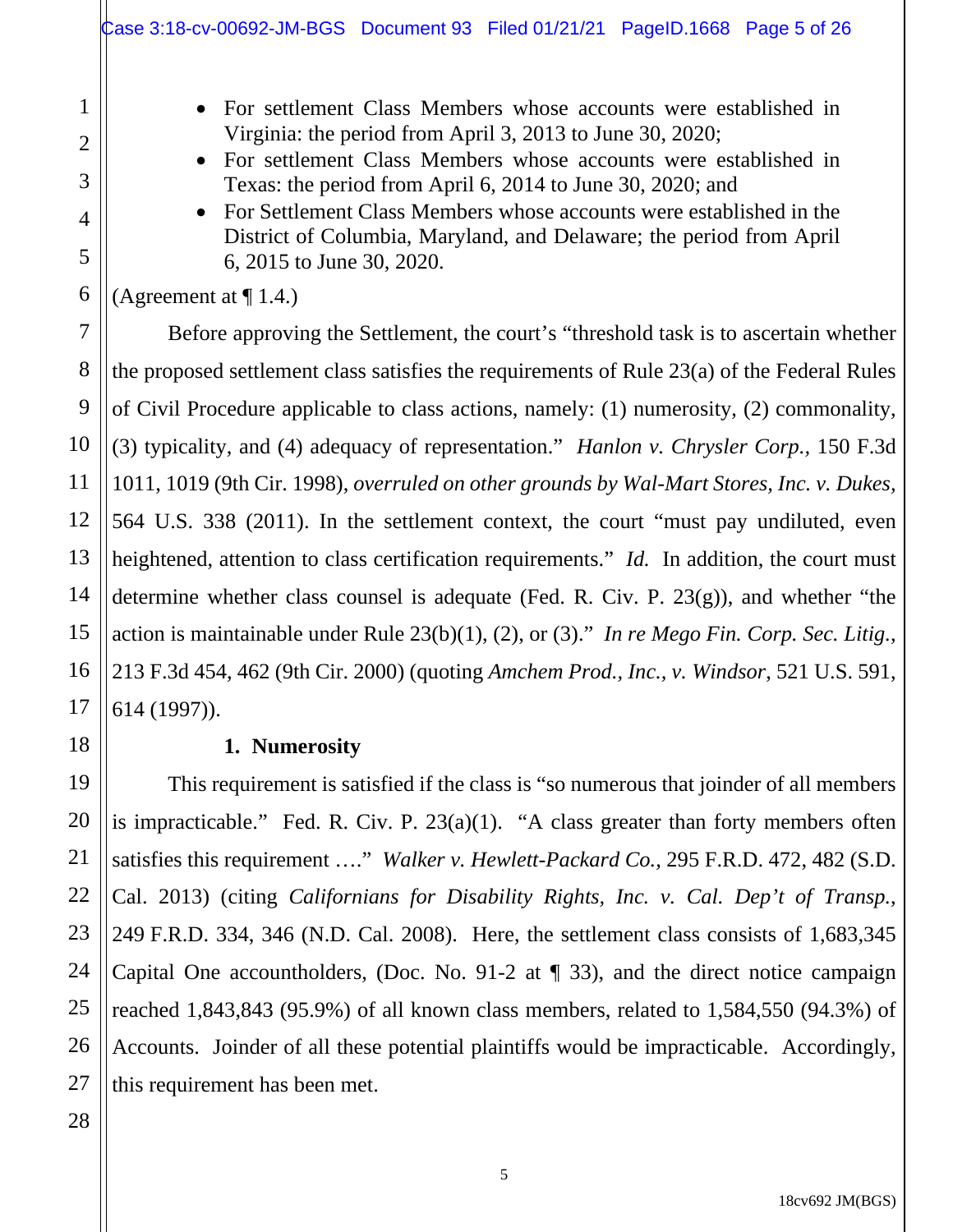- For settlement Class Members whose accounts were established in Virginia: the period from April 3, 2013 to June 30, 2020;
- For settlement Class Members whose accounts were established in Texas: the period from April 6, 2014 to June 30, 2020; and
- For Settlement Class Members whose accounts were established in the District of Columbia, Maryland, and Delaware; the period from April 6, 2015 to June 30, 2020.

(Agreement at ¶ 1.4.)

Before approving the Settlement, the court's "threshold task is to ascertain whether the proposed settlement class satisfies the requirements of Rule 23(a) of the Federal Rules of Civil Procedure applicable to class actions, namely: (1) numerosity, (2) commonality, (3) typicality, and (4) adequacy of representation." *Hanlon v. Chrysler Corp.*, 150 F.3d 1011, 1019 (9th Cir. 1998), *overruled on other grounds by Wal-Mart Stores, Inc. v. Dukes*, 564 U.S. 338 (2011). In the settlement context, the court "must pay undiluted, even heightened, attention to class certification requirements." *Id.* In addition, the court must determine whether class counsel is adequate (Fed. R. Civ. P. 23(g)), and whether "the action is maintainable under Rule 23(b)(1), (2), or (3)." *In re Mego Fin. Corp. Sec. Litig.*, 213 F.3d 454, 462 (9th Cir. 2000) (quoting *Amchem Prod., Inc., v. Windsor*, 521 U.S. 591, 614 (1997)).

**1. Numerosity**

This requirement is satisfied if the class is "so numerous that joinder of all members is impracticable." Fed. R. Civ. P. 23(a)(1). "A class greater than forty members often satisfies this requirement …." *Walker v. Hewlett-Packard Co.*, 295 F.R.D. 472, 482 (S.D. Cal. 2013) (citing *Californians for Disability Rights, Inc. v. Cal. Dep't of Transp.*, 249 F.R.D. 334, 346 (N.D. Cal. 2008). Here, the settlement class consists of 1,683,345 Capital One accountholders, (Doc. No. 91-2 at ¶ 33), and the direct notice campaign reached 1,843,843 (95.9%) of all known class members, related to 1,584,550 (94.3%) of Accounts. Joinder of all these potential plaintiffs would be impracticable. Accordingly, this requirement has been met.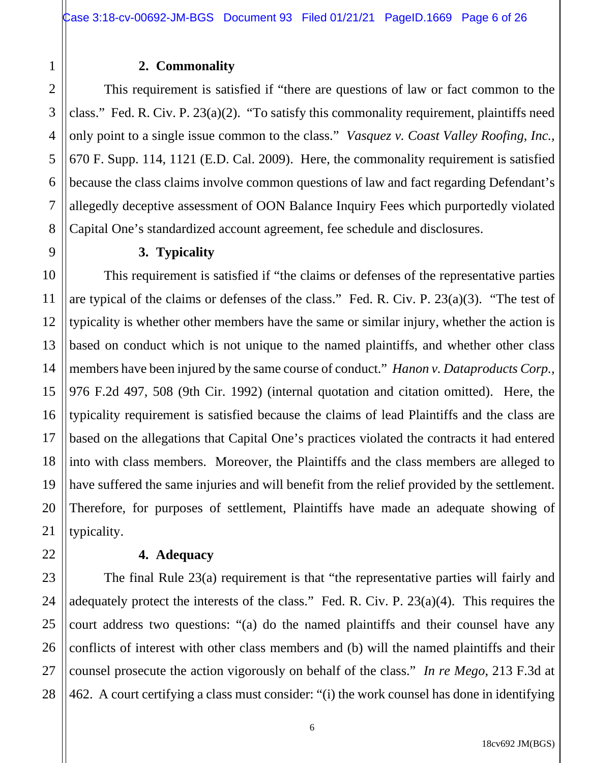### 2. Commonality

This requirement is satisfied if "there are questions of law or fact common to the class." Fed. R. Civ. P. 23(a)(2). "To satisfy this commonality requirement, plaintiffs need only point to a single issue common to the class." *Vasquez v. Coast Valley Roofing, Inc.*, 670 F. Supp. 114, 1121 (E.D. Cal. 2009). Here, the commonality requirement is satisfied because the class claims involve common questions of law and fact regarding Defendant's allegedly deceptive assessment of OON Balance Inquiry Fees which purportedly violated Capital One's standardized account agreement, fee schedule and disclosures.

### 3. Typicality

This requirement is satisfied if "the claims or defenses of the representative parties are typical of the claims or defenses of the class." Fed. R. Civ. P. 23(a)(3). "The test of typicality is whether other members have the same or similar injury, whether the action is based on conduct which is not unique to the named plaintiffs, and whether other class members have been injured by the same course of conduct." *Hanon v. Dataproducts Corp.*, 976 F.2d 497, 508 (9th Cir. 1992) (internal quotation and citation omitted). Here, the typicality requirement is satisfied because the claims of lead Plaintiffs and the class are based on the allegations that Capital One's practices violated the contracts it had entered into with class members. Moreover, the Plaintiffs and the class members are alleged to have suffered the same injuries and will benefit from the relief provided by the settlement. Therefore, for purposes of settlement, Plaintiffs have made an adequate showing of typicality.

### 4. Adequacy

The final Rule 23(a) requirement is that "the representative parties will fairly and adequately protect the interests of the class." Fed. R. Civ. P. 23(a)(4). This requires the court address two questions: "(a) do the named plaintiffs and their counsel have any conflicts of interest with other class members and (b) will the named plaintiffs and their counsel prosecute the action vigorously on behalf of the class." *In re Mego*, 213 F.3d at 462. A court certifying a class must consider: "(i) the work counsel has done in identifying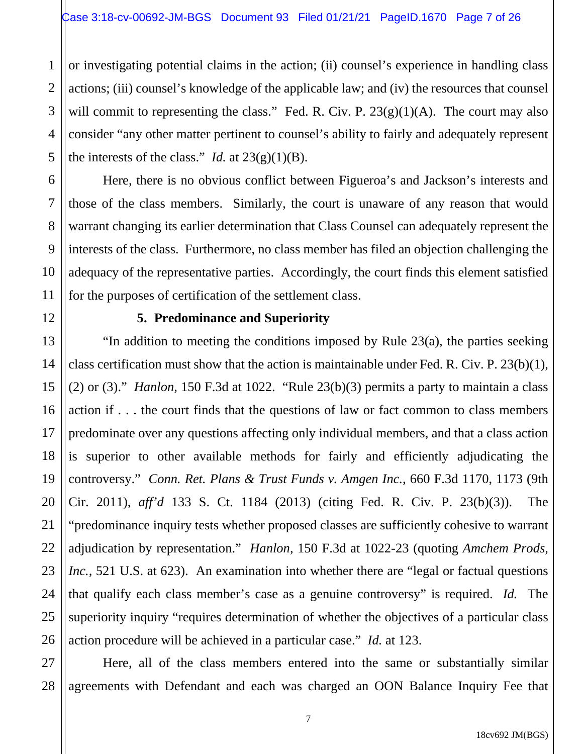or investigating potential claims in the action; (ii) counsel's experience in handling class actions; (iii) counsel's knowledge of the applicable law; and (iv) the resources that counsel will commit to representing the class." Fed. R. Civ. P. 23(g)(1)(A). The court may also consider "any other matter pertinent to counsel's ability to fairly and adequately represent the interests of the class." *Id.* at 23(g)(1)(B).

Here, there is no obvious conflict between Figueroa's and Jackson's interests and those of the class members. Similarly, the court is unaware of any reason that would warrant changing its earlier determination that Class Counsel can adequately represent the interests of the class. Furthermore, no class member has filed an objection challenging the adequacy of the representative parties. Accordingly, the court finds this element satisfied for the purposes of certification of the settlement class.

**5. Predominance and Superiority**

"In addition to meeting the conditions imposed by Rule 23(a), the parties seeking class certification must show that the action is maintainable under Fed. R. Civ. P. 23(b)(1), (2) or (3)." *Hanlon*, 150 F.3d at 1022. "Rule 23(b)(3) permits a party to maintain a class action if . . . the court finds that the questions of law or fact common to class members predominate over any questions affecting only individual members, and that a class action is superior to other available methods for fairly and efficiently adjudicating the controversy." *Conn. Ret. Plans & Trust Funds v. Amgen Inc.*, 660 F.3d 1170, 1173 (9th Cir. 2011), *aff'd* 133 S. Ct. 1184 (2013) (citing Fed. R. Civ. P. 23(b)(3)). The "predominance inquiry tests whether proposed classes are sufficiently cohesive to warrant adjudication by representation." *Hanlon*, 150 F.3d at 1022-23 (quoting *Amchem Prods, Inc.*, 521 U.S. at 623). An examination into whether there are "legal or factual questions that qualify each class member's case as a genuine controversy" is required. *Id.* The superiority inquiry "requires determination of whether the objectives of a particular class action procedure will be achieved in a particular case." *Id.* at 123.

Here, all of the class members entered into the same or substantially similar agreements with Defendant and each was charged an OON Balance Inquiry Fee that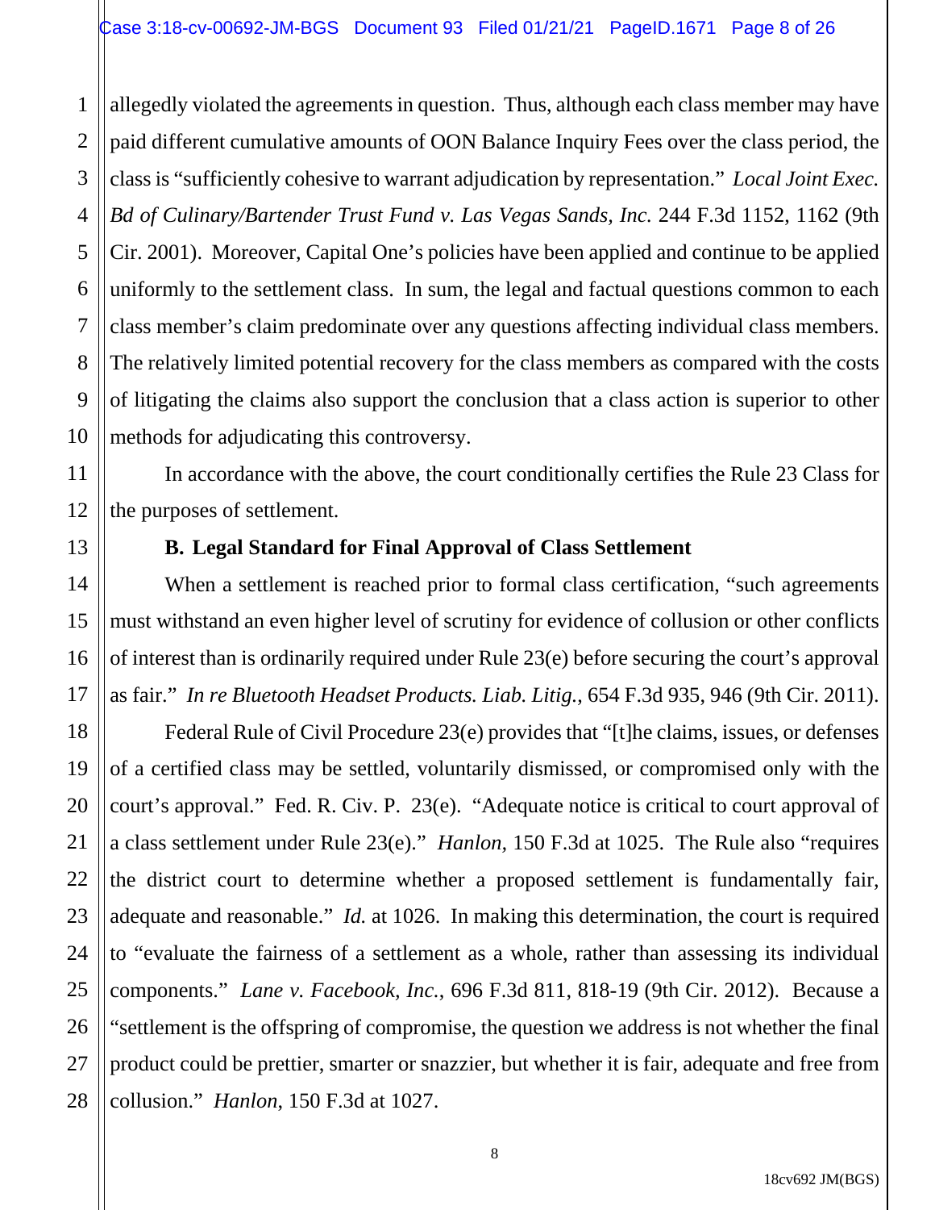allegedly violated the agreements in question. Thus, although each class member may have paid different cumulative amounts of OON Balance Inquiry Fees over the class period, the class is "sufficiently cohesive to warrant adjudication by representation." *Local Joint Exec. Bd of Culinary/Bartender Trust Fund v. Las Vegas Sands, Inc.* 244 F.3d 1152, 1162 (9th Cir. 2001). Moreover, Capital One's policies have been applied and continue to be applied uniformly to the settlement class. In sum, the legal and factual questions common to each class member's claim predominate over any questions affecting individual class members. The relatively limited potential recovery for the class members as compared with the costs of litigating the claims also support the conclusion that a class action is superior to other methods for adjudicating this controversy.

In accordance with the above, the court conditionally certifies the Rule 23 Class for the purposes of settlement.

**B. Legal Standard for Final Approval of Class Settlement**

When a settlement is reached prior to formal class certification, "such agreements must withstand an even higher level of scrutiny for evidence of collusion or other conflicts of interest than is ordinarily required under Rule 23(e) before securing the court's approval as fair." *In re Bluetooth Headset Products. Liab. Litig.*, 654 F.3d 935, 946 (9th Cir. 2011).

Federal Rule of Civil Procedure 23(e) provides that "[t]he claims, issues, or defenses of a certified class may be settled, voluntarily dismissed, or compromised only with the court's approval." Fed. R. Civ. P. 23(e). "Adequate notice is critical to court approval of a class settlement under Rule 23(e)." *Hanlon,* 150 F.3d at 1025. The Rule also "requires the district court to determine whether a proposed settlement is fundamentally fair, adequate and reasonable." *Id.* at 1026. In making this determination, the court is required to "evaluate the fairness of a settlement as a whole, rather than assessing its individual components." *Lane v. Facebook, Inc.*, 696 F.3d 811, 818-19 (9th Cir. 2012). Because a "settlement is the offspring of compromise, the question we address is not whether the final product could be prettier, smarter or snazzier, but whether it is fair, adequate and free from collusion." *Hanlon*, 150 F.3d at 1027.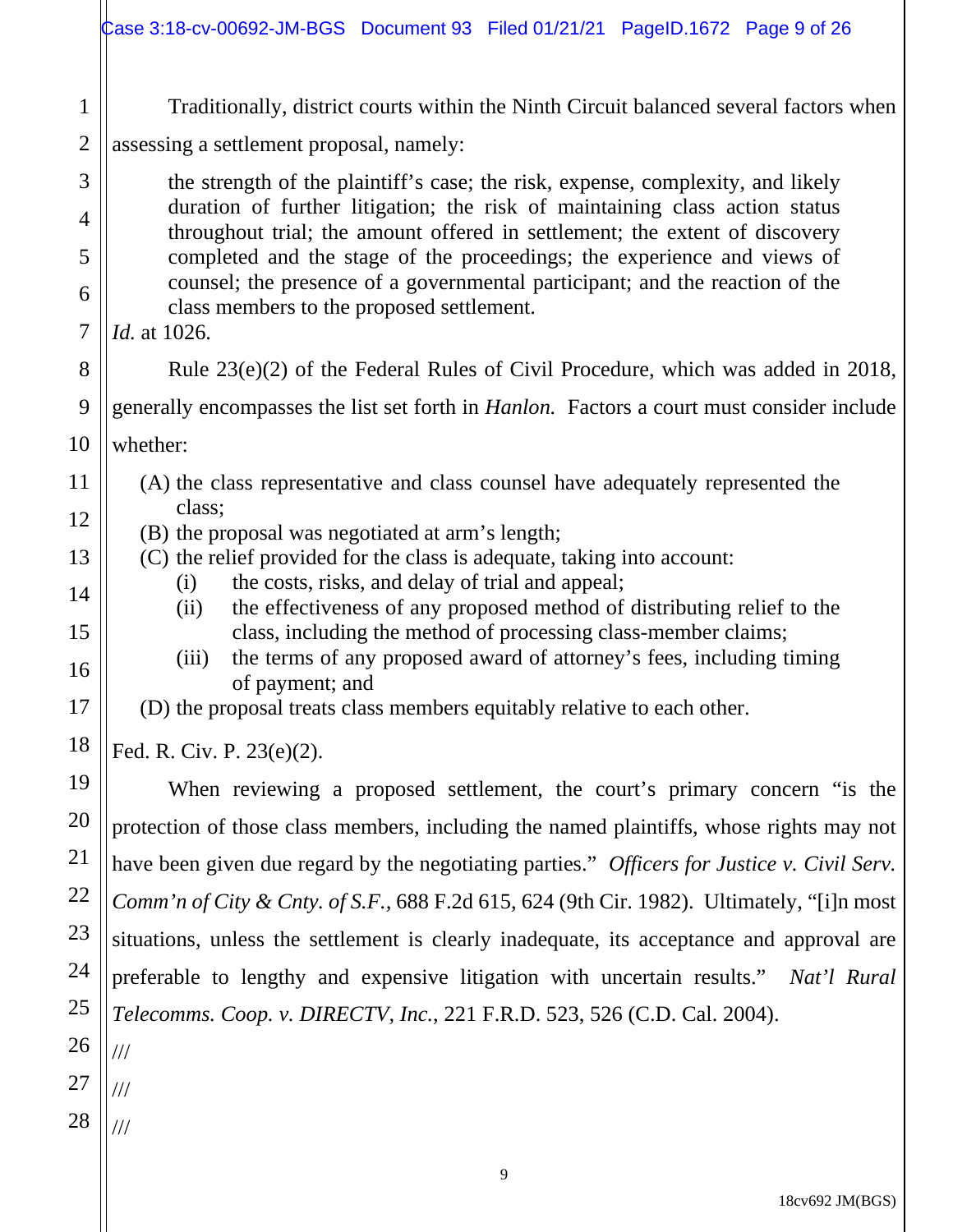Traditionally, district courts within the Ninth Circuit balanced several factors when assessing a settlement proposal, namely:

> the strength of the plaintiff's case; the risk, expense, complexity, and likely duration of further litigation; the risk of maintaining class action status throughout trial; the amount offered in settlement; the extent of discovery completed and the stage of the proceedings; the experience and views of counsel; the presence of a governmental participant; and the reaction of the class members to the proposed settlement.

*Id.* at 1026.

Rule 23(e)(2) of the Federal Rules of Civil Procedure, which was added in 2018, generally encompasses the list set forth in *Hanlon.* Factors a court must consider include whether:

> (A) the class representative and class counsel have adequately represented the class;
> (B) the proposal was negotiated at arm's length;
> (C) the relief provided for the class is adequate, taking into account:
>   (i) the costs, risks, and delay of trial and appeal;
>   (ii) the effectiveness of any proposed method of distributing relief to the class, including the method of processing class-member claims;
>   (iii) the terms of any proposed award of attorney's fees, including timing of payment; and
> (D) the proposal treats class members equitably relative to each other.

Fed. R. Civ. P. 23(e)(2).

When reviewing a proposed settlement, the court's primary concern "is the protection of those class members, including the named plaintiffs, whose rights may not have been given due regard by the negotiating parties." *Officers for Justice v. Civil Serv. Comm'n of City & Cnty. of S.F.*, 688 F.2d 615, 624 (9th Cir. 1982). Ultimately, "[i]n most situations, unless the settlement is clearly inadequate, its acceptance and approval are preferable to lengthy and expensive litigation with uncertain results." *Nat'l Rural Telecomms. Coop. v. DIRECTV, Inc.*, 221 F.R.D. 523, 526 (C.D. Cal. 2004).

///

///

///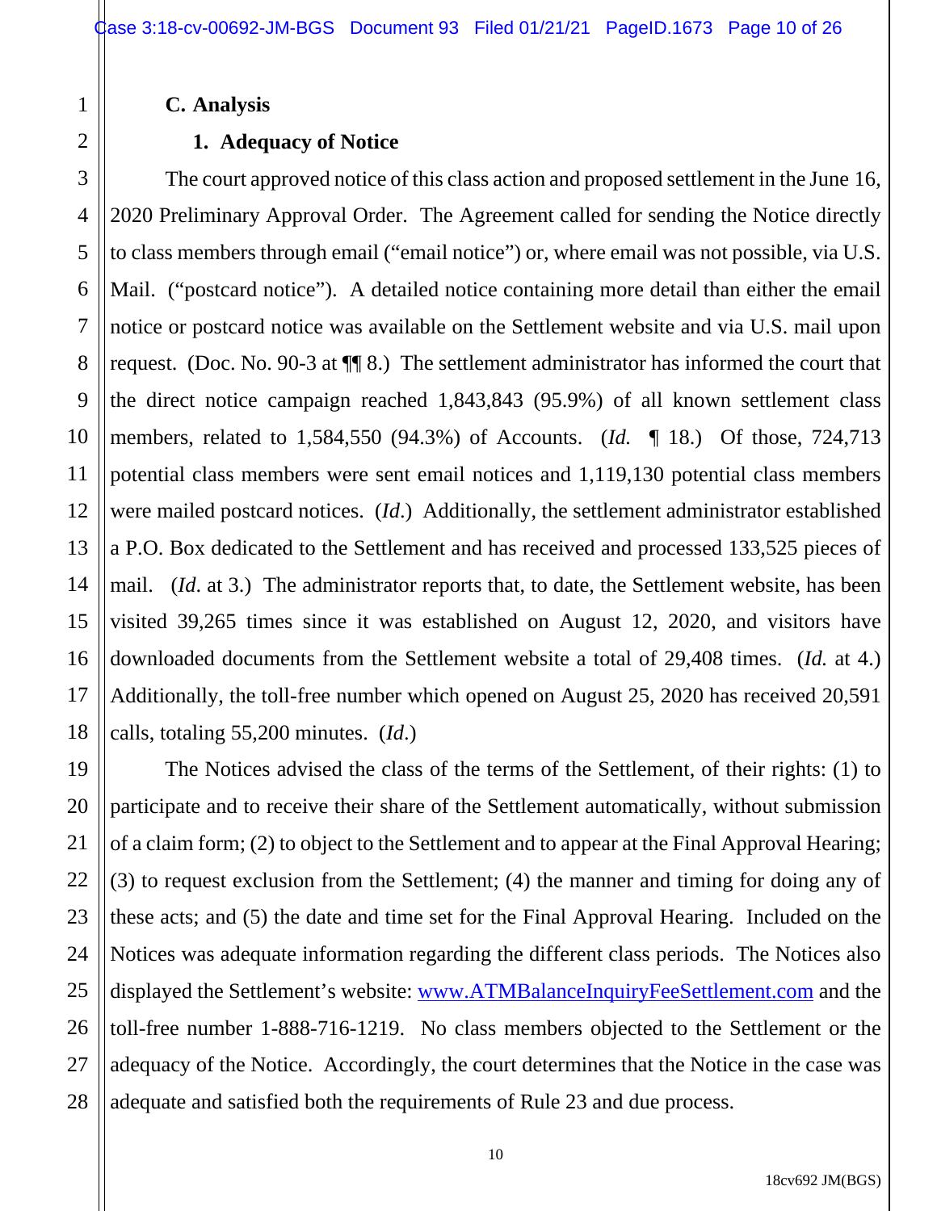### C. Analysis

#### 1. Adequacy of Notice

The court approved notice of this class action and proposed settlement in the June 16, 2020 Preliminary Approval Order. The Agreement called for sending the Notice directly to class members through email ("email notice") or, where email was not possible, via U.S. Mail. ("postcard notice"). A detailed notice containing more detail than either the email notice or postcard notice was available on the Settlement website and via U.S. mail upon request. (Doc. No. 90-3 at ¶¶ 8.) The settlement administrator has informed the court that the direct notice campaign reached 1,843,843 (95.9%) of all known settlement class members, related to 1,584,550 (94.3%) of Accounts. (*Id.* ¶ 18.) Of those, 724,713 potential class members were sent email notices and 1,119,130 potential class members were mailed postcard notices. (*Id.*) Additionally, the settlement administrator established a P.O. Box dedicated to the Settlement and has received and processed 133,525 pieces of mail. (*Id.* at 3.) The administrator reports that, to date, the Settlement website, has been visited 39,265 times since it was established on August 12, 2020, and visitors have downloaded documents from the Settlement website a total of 29,408 times. (*Id.* at 4.) Additionally, the toll-free number which opened on August 25, 2020 has received 20,591 calls, totaling 55,200 minutes. (*Id.*)

The Notices advised the class of the terms of the Settlement, of their rights: (1) to participate and to receive their share of the Settlement automatically, without submission of a claim form; (2) to object to the Settlement and to appear at the Final Approval Hearing; (3) to request exclusion from the Settlement; (4) the manner and timing for doing any of these acts; and (5) the date and time set for the Final Approval Hearing. Included on the Notices was adequate information regarding the different class periods. The Notices also displayed the Settlement's website: www.ATMBalanceInquiryFeeSettlement.com and the toll-free number 1-888-716-1219. No class members objected to the Settlement or the adequacy of the Notice. Accordingly, the court determines that the Notice in the case was adequate and satisfied both the requirements of Rule 23 and due process.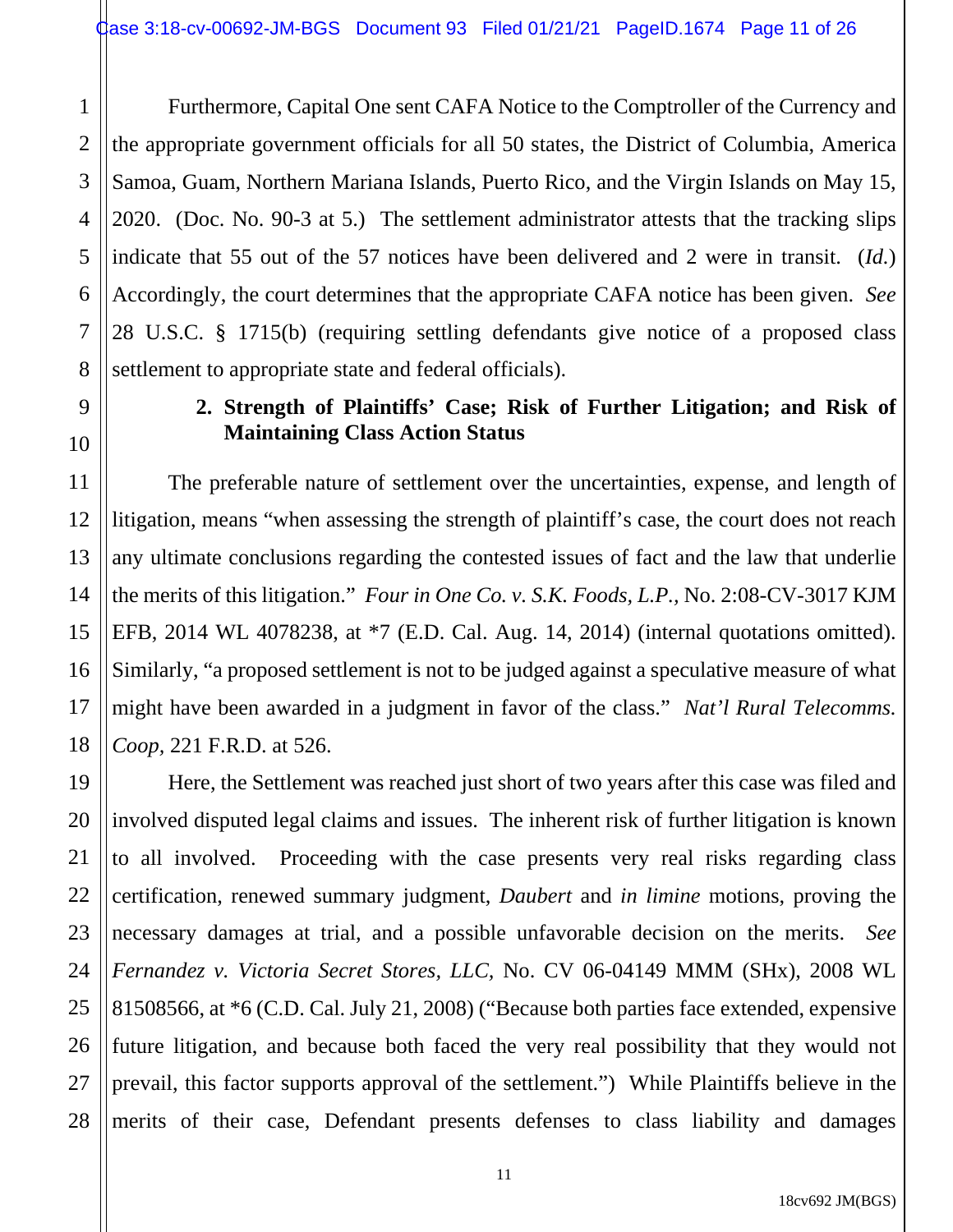Furthermore, Capital One sent CAFA Notice to the Comptroller of the Currency and the appropriate government officials for all 50 states, the District of Columbia, America Samoa, Guam, Northern Mariana Islands, Puerto Rico, and the Virgin Islands on May 15, 2020. (Doc. No. 90-3 at 5.) The settlement administrator attests that the tracking slips indicate that 55 out of the 57 notices have been delivered and 2 were in transit. (*Id.*) Accordingly, the court determines that the appropriate CAFA notice has been given. *See* 28 U.S.C. § 1715(b) (requiring settling defendants give notice of a proposed class settlement to appropriate state and federal officials).

**2. Strength of Plaintiffs' Case; Risk of Further Litigation; and Risk of Maintaining Class Action Status**

The preferable nature of settlement over the uncertainties, expense, and length of litigation, means "when assessing the strength of plaintiff's case, the court does not reach any ultimate conclusions regarding the contested issues of fact and the law that underlie the merits of this litigation." *Four in One Co. v. S.K. Foods, L.P.,* No. 2:08-CV-3017 KJM EFB, 2014 WL 4078238, at *7 (E.D. Cal. Aug. 14, 2014) (internal quotations omitted). Similarly, "a proposed settlement is not to be judged against a speculative measure of what might have been awarded in a judgment in favor of the class." *Nat'l Rural Telecomms. Coop,* 221 F.R.D. at 526.

Here, the Settlement was reached just short of two years after this case was filed and involved disputed legal claims and issues. The inherent risk of further litigation is known to all involved. Proceeding with the case presents very real risks regarding class certification, renewed summary judgment, *Daubert* and *in limine* motions, proving the necessary damages at trial, and a possible unfavorable decision on the merits. *See Fernandez v. Victoria Secret Stores, LLC,* No. CV 06-04149 MMM (SHx), 2008 WL 81508566, at *6 (C.D. Cal. July 21, 2008) ("Because both parties face extended, expensive future litigation, and because both faced the very real possibility that they would not prevail, this factor supports approval of the settlement.") While Plaintiffs believe in the merits of their case, Defendant presents defenses to class liability and damages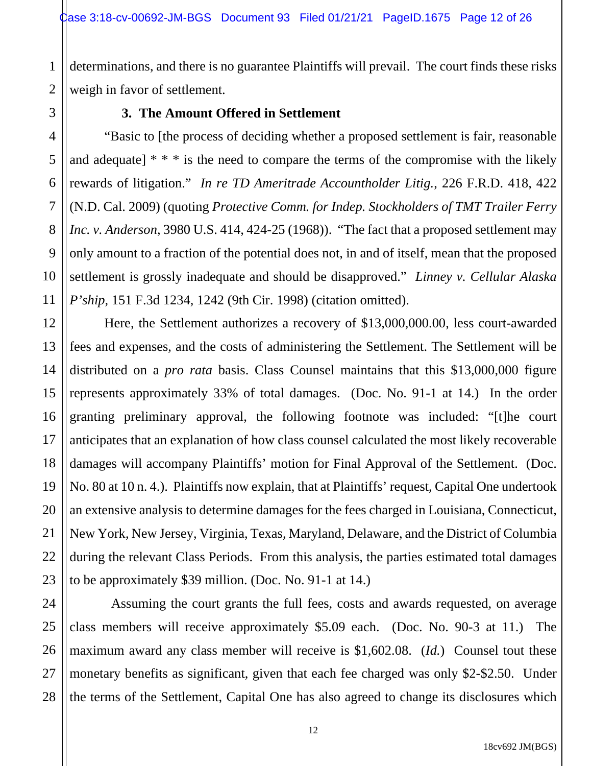determinations, and there is no guarantee Plaintiffs will prevail. The court finds these risks weigh in favor of settlement.

### 3. The Amount Offered in Settlement

"Basic to [the process of deciding whether a proposed settlement is fair, reasonable and adequate] * * * is the need to compare the terms of the compromise with the likely rewards of litigation." *In re TD Ameritrade Accountholder Litig.*, 226 F.R.D. 418, 422 (N.D. Cal. 2009) (quoting *Protective Comm. for Indep. Stockholders of TMT Trailer Ferry Inc. v. Anderson*, 3980 U.S. 414, 424-25 (1968)). "The fact that a proposed settlement may only amount to a fraction of the potential does not, in and of itself, mean that the proposed settlement is grossly inadequate and should be disapproved." *Linney v. Cellular Alaska P'ship*, 151 F.3d 1234, 1242 (9th Cir. 1998) (citation omitted).

Here, the Settlement authorizes a recovery of $13,000,000.00, less court-awarded fees and expenses, and the costs of administering the Settlement. The Settlement will be distributed on a *pro rata* basis. Class Counsel maintains that this $13,000,000 figure represents approximately 33% of total damages. (Doc. No. 91-1 at 14.) In the order granting preliminary approval, the following footnote was included: "[t]he court anticipates that an explanation of how class counsel calculated the most likely recoverable damages will accompany Plaintiffs' motion for Final Approval of the Settlement. (Doc. No. 80 at 10 n. 4.). Plaintiffs now explain, that at Plaintiffs' request, Capital One undertook an extensive analysis to determine damages for the fees charged in Louisiana, Connecticut, New York, New Jersey, Virginia, Texas, Maryland, Delaware, and the District of Columbia during the relevant Class Periods. From this analysis, the parties estimated total damages to be approximately $39 million. (Doc. No. 91-1 at 14.)

Assuming the court grants the full fees, costs and awards requested, on average class members will receive approximately $5.09 each. (Doc. No. 90-3 at 11.) The maximum award any class member will receive is $1,602.08. (*Id.*) Counsel tout these monetary benefits as significant, given that each fee charged was only $2-$2.50. Under the terms of the Settlement, Capital One has also agreed to change its disclosures which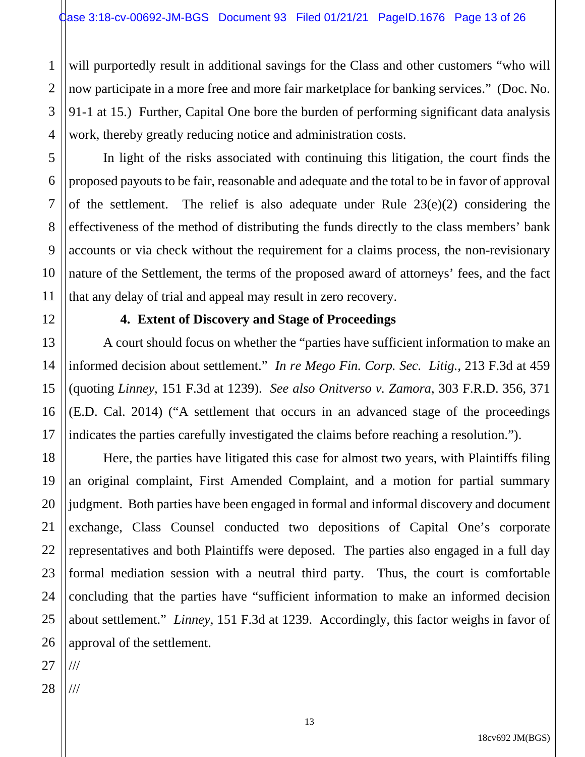will purportedly result in additional savings for the Class and other customers "who will now participate in a more free and more fair marketplace for banking services." (Doc. No. 91-1 at 15.) Further, Capital One bore the burden of performing significant data analysis work, thereby greatly reducing notice and administration costs.

In light of the risks associated with continuing this litigation, the court finds the proposed payouts to be fair, reasonable and adequate and the total to be in favor of approval of the settlement. The relief is also adequate under Rule 23(e)(2) considering the effectiveness of the method of distributing the funds directly to the class members' bank accounts or via check without the requirement for a claims process, the non-revisionary nature of the Settlement, the terms of the proposed award of attorneys' fees, and the fact that any delay of trial and appeal may result in zero recovery.

**4. Extent of Discovery and Stage of Proceedings**

A court should focus on whether the "parties have sufficient information to make an informed decision about settlement." *In re Mego Fin. Corp. Sec. Litig.*, 213 F.3d at 459 (quoting *Linney*, 151 F.3d at 1239). *See also Onitverso v. Zamora*, 303 F.R.D. 356, 371 (E.D. Cal. 2014) ("A settlement that occurs in an advanced stage of the proceedings indicates the parties carefully investigated the claims before reaching a resolution.").

Here, the parties have litigated this case for almost two years, with Plaintiffs filing an original complaint, First Amended Complaint, and a motion for partial summary judgment. Both parties have been engaged in formal and informal discovery and document exchange, Class Counsel conducted two depositions of Capital One's corporate representatives and both Plaintiffs were deposed. The parties also engaged in a full day formal mediation session with a neutral third party. Thus, the court is comfortable concluding that the parties have "sufficient information to make an informed decision about settlement." *Linney*, 151 F.3d at 1239. Accordingly, this factor weighs in favor of approval of the settlement.

///

///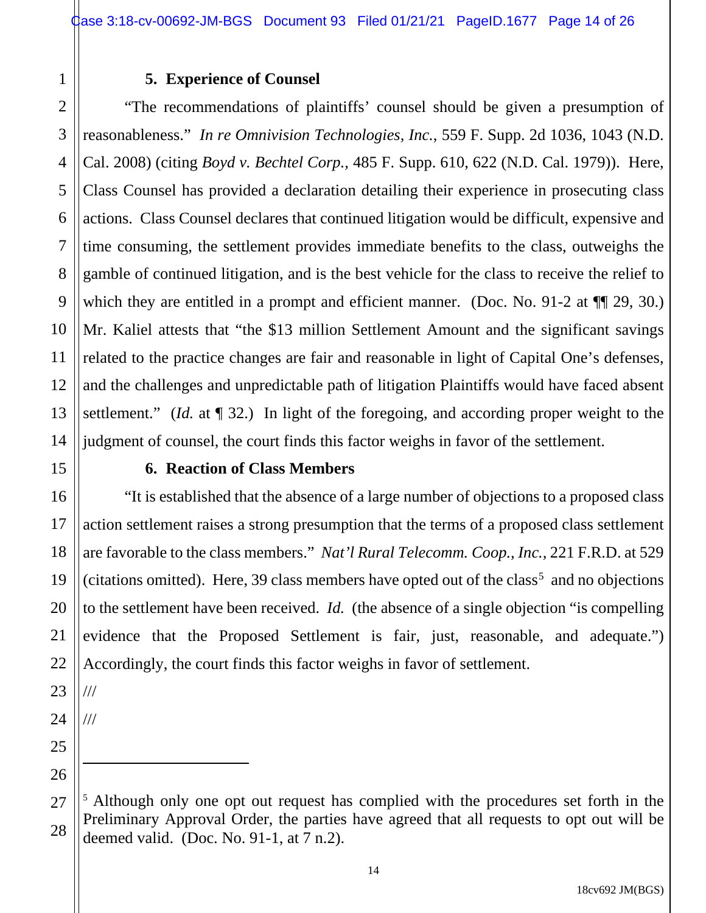### 5. Experience of Counsel

"The recommendations of plaintiffs' counsel should be given a presumption of reasonableness." *In re Omnivision Technologies, Inc.*, 559 F. Supp. 2d 1036, 1043 (N.D. Cal. 2008) (citing *Boyd v. Bechtel Corp.*, 485 F. Supp. 610, 622 (N.D. Cal. 1979)). Here, Class Counsel has provided a declaration detailing their experience in prosecuting class actions. Class Counsel declares that continued litigation would be difficult, expensive and time consuming, the settlement provides immediate benefits to the class, outweighs the gamble of continued litigation, and is the best vehicle for the class to receive the relief to which they are entitled in a prompt and efficient manner. (Doc. No. 91-2 at ¶¶ 29, 30.) Mr. Kaliel attests that "the $13 million Settlement Amount and the significant savings related to the practice changes are fair and reasonable in light of Capital One's defenses, and the challenges and unpredictable path of litigation Plaintiffs would have faced absent settlement." (*Id.* at ¶ 32.) In light of the foregoing, and according proper weight to the judgment of counsel, the court finds this factor weighs in favor of the settlement.

### 6. Reaction of Class Members

"It is established that the absence of a large number of objections to a proposed class action settlement raises a strong presumption that the terms of a proposed class settlement are favorable to the class members." *Nat'l Rural Telecomm. Coop., Inc.*, 221 F.R.D. at 529 (citations omitted). Here, 39 class members have opted out of the class[5] and no objections to the settlement have been received. *Id.* (the absence of a single objection "is compelling evidence that the Proposed Settlement is fair, just, reasonable, and adequate.") Accordingly, the court finds this factor weighs in favor of settlement.

///

///

---

[5] Although only one opt out request has complied with the procedures set forth in the Preliminary Approval Order, the parties have agreed that all requests to opt out will be deemed valid. (Doc. No. 91-1, at 7 n.2).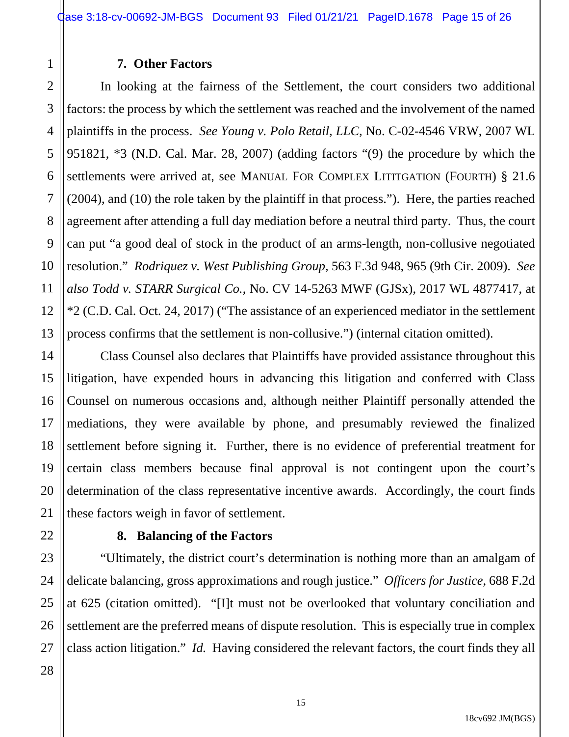### 7. Other Factors

In looking at the fairness of the Settlement, the court considers two additional factors: the process by which the settlement was reached and the involvement of the named plaintiffs in the process. *See Young v. Polo Retail, LLC,* No. C-02-4546 VRW, 2007 WL 951821, *3 (N.D. Cal. Mar. 28, 2007) (adding factors "(9) the procedure by which the settlements were arrived at, see MANUAL FOR COMPLEX LITITGATION (FOURTH) § 21.6 (2004), and (10) the role taken by the plaintiff in that process."). Here, the parties reached agreement after attending a full day mediation before a neutral third party. Thus, the court can put "a good deal of stock in the product of an arms-length, non-collusive negotiated resolution." *Rodriquez v. West Publishing Group,* 563 F.3d 948, 965 (9th Cir. 2009). *See also Todd v. STARR Surgical Co.*, No. CV 14-5263 MWF (GJSx), 2017 WL 4877417, at *2 (C.D. Cal. Oct. 24, 2017) ("The assistance of an experienced mediator in the settlement process confirms that the settlement is non-collusive.") (internal citation omitted).

Class Counsel also declares that Plaintiffs have provided assistance throughout this litigation, have expended hours in advancing this litigation and conferred with Class Counsel on numerous occasions and, although neither Plaintiff personally attended the mediations, they were available by phone, and presumably reviewed the finalized settlement before signing it. Further, there is no evidence of preferential treatment for certain class members because final approval is not contingent upon the court's determination of the class representative incentive awards. Accordingly, the court finds these factors weigh in favor of settlement.

### 8. Balancing of the Factors

"Ultimately, the district court's determination is nothing more than an amalgam of delicate balancing, gross approximations and rough justice." *Officers for Justice*, 688 F.2d at 625 (citation omitted). "[I]t must not be overlooked that voluntary conciliation and settlement are the preferred means of dispute resolution. This is especially true in complex class action litigation." *Id.* Having considered the relevant factors, the court finds they all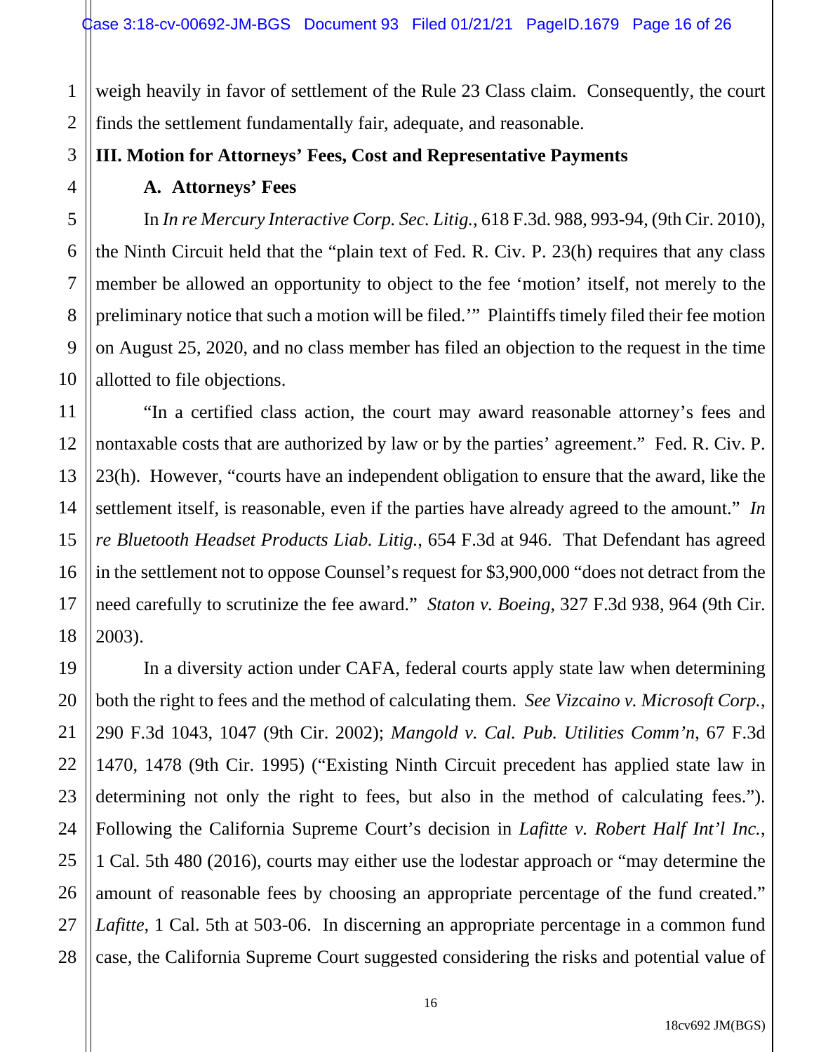weigh heavily in favor of settlement of the Rule 23 Class claim. Consequently, the court finds the settlement fundamentally fair, adequate, and reasonable.

### III. Motion for Attorneys' Fees, Cost and Representative Payments

#### A. Attorneys' Fees

In *In re Mercury Interactive Corp. Sec. Litig.*, 618 F.3d. 988, 993-94, (9th Cir. 2010), the Ninth Circuit held that the "plain text of Fed. R. Civ. P. 23(h) requires that any class member be allowed an opportunity to object to the fee 'motion' itself, not merely to the preliminary notice that such a motion will be filed.'" Plaintiffs timely filed their fee motion on August 25, 2020, and no class member has filed an objection to the request in the time allotted to file objections.

"In a certified class action, the court may award reasonable attorney's fees and nontaxable costs that are authorized by law or by the parties' agreement." Fed. R. Civ. P. 23(h). However, "courts have an independent obligation to ensure that the award, like the settlement itself, is reasonable, even if the parties have already agreed to the amount." *In re Bluetooth Headset Products Liab. Litig.*, 654 F.3d at 946. That Defendant has agreed in the settlement not to oppose Counsel's request for $3,900,000 "does not detract from the need carefully to scrutinize the fee award." *Staton v. Boeing*, 327 F.3d 938, 964 (9th Cir. 2003).

In a diversity action under CAFA, federal courts apply state law when determining both the right to fees and the method of calculating them. *See Vizcaino v. Microsoft Corp.*, 290 F.3d 1043, 1047 (9th Cir. 2002); *Mangold v. Cal. Pub. Utilities Comm'n*, 67 F.3d 1470, 1478 (9th Cir. 1995) ("Existing Ninth Circuit precedent has applied state law in determining not only the right to fees, but also in the method of calculating fees."). Following the California Supreme Court's decision in *Lafitte v. Robert Half Int'l Inc.*, 1 Cal. 5th 480 (2016), courts may either use the lodestar approach or "may determine the amount of reasonable fees by choosing an appropriate percentage of the fund created." *Lafitte*, 1 Cal. 5th at 503-06. In discerning an appropriate percentage in a common fund case, the California Supreme Court suggested considering the risks and potential value of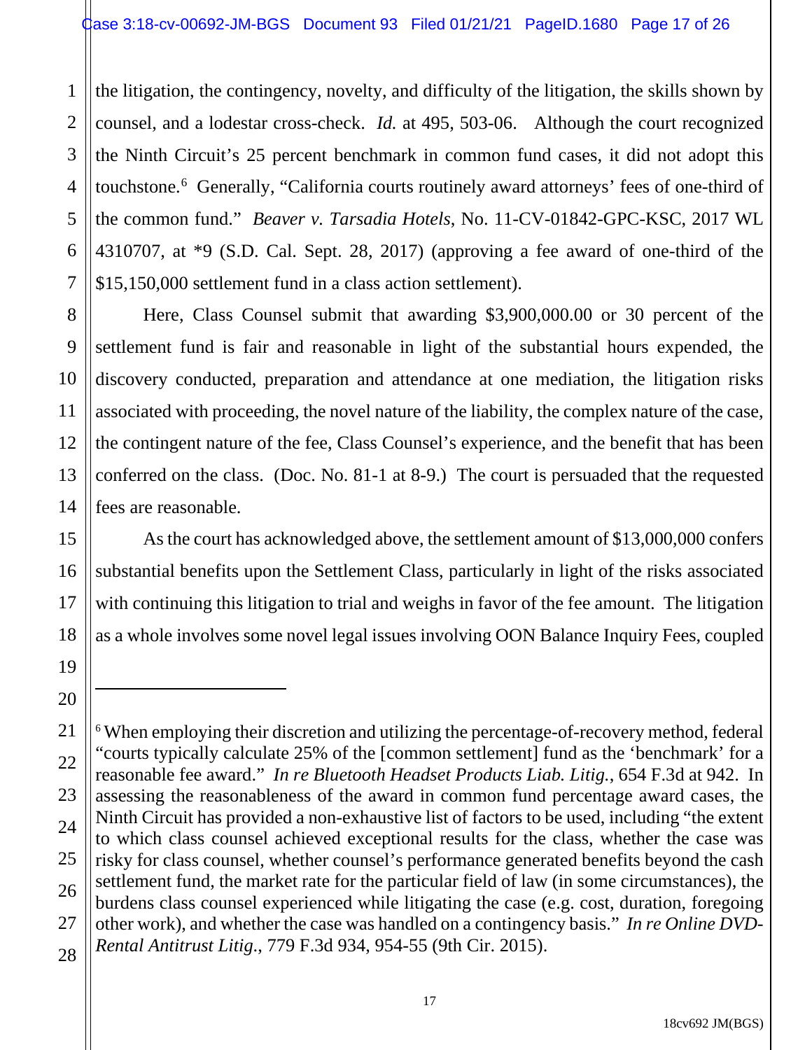the litigation, the contingency, novelty, and difficulty of the litigation, the skills shown by counsel, and a lodestar cross-check. *Id.* at 495, 503-06. Although the court recognized the Ninth Circuit's 25 percent benchmark in common fund cases, it did not adopt this touchstone.[6] Generally, "California courts routinely award attorneys' fees of one-third of the common fund." *Beaver v. Tarsadia Hotels*, No. 11-CV-01842-GPC-KSC, 2017 WL 4310707, at *9 (S.D. Cal. Sept. 28, 2017) (approving a fee award of one-third of the $15,150,000 settlement fund in a class action settlement).

Here, Class Counsel submit that awarding $3,900,000.00 or 30 percent of the settlement fund is fair and reasonable in light of the substantial hours expended, the discovery conducted, preparation and attendance at one mediation, the litigation risks associated with proceeding, the novel nature of the liability, the complex nature of the case, the contingent nature of the fee, Class Counsel's experience, and the benefit that has been conferred on the class. (Doc. No. 81-1 at 8-9.) The court is persuaded that the requested fees are reasonable.

As the court has acknowledged above, the settlement amount of $13,000,000 confers substantial benefits upon the Settlement Class, particularly in light of the risks associated with continuing this litigation to trial and weighs in favor of the fee amount. The litigation as a whole involves some novel legal issues involving OON Balance Inquiry Fees, coupled

---

[6] When employing their discretion and utilizing the percentage-of-recovery method, federal "courts typically calculate 25% of the [common settlement] fund as the 'benchmark' for a reasonable fee award." *In re Bluetooth Headset Products Liab. Litig.*, 654 F.3d at 942. In assessing the reasonableness of the award in common fund percentage award cases, the Ninth Circuit has provided a non-exhaustive list of factors to be used, including "the extent to which class counsel achieved exceptional results for the class, whether the case was risky for class counsel, whether counsel's performance generated benefits beyond the cash settlement fund, the market rate for the particular field of law (in some circumstances), the burdens class counsel experienced while litigating the case (e.g. cost, duration, foregoing other work), and whether the case was handled on a contingency basis." *In re Online DVD-Rental Antitrust Litig.*, 779 F.3d 934, 954-55 (9th Cir. 2015).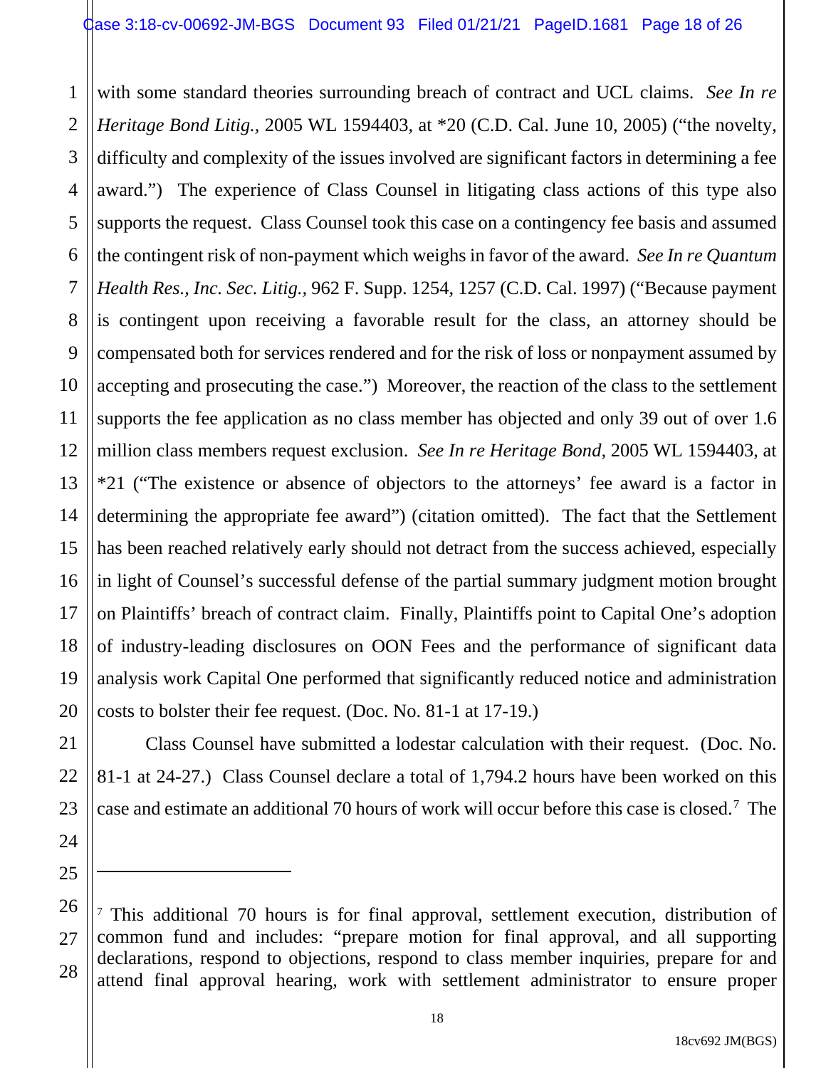with some standard theories surrounding breach of contract and UCL claims. *See In re Heritage Bond Litig.*, 2005 WL 1594403, at *20 (C.D. Cal. June 10, 2005) ("the novelty, difficulty and complexity of the issues involved are significant factors in determining a fee award.") The experience of Class Counsel in litigating class actions of this type also supports the request. Class Counsel took this case on a contingency fee basis and assumed the contingent risk of non-payment which weighs in favor of the award. *See In re Quantum Health Res., Inc. Sec. Litig.*, 962 F. Supp. 1254, 1257 (C.D. Cal. 1997) ("Because payment is contingent upon receiving a favorable result for the class, an attorney should be compensated both for services rendered and for the risk of loss or nonpayment assumed by accepting and prosecuting the case.") Moreover, the reaction of the class to the settlement supports the fee application as no class member has objected and only 39 out of over 1.6 million class members request exclusion. *See In re Heritage Bond*, 2005 WL 1594403, at *21 ("The existence or absence of objectors to the attorneys' fee award is a factor in determining the appropriate fee award") (citation omitted). The fact that the Settlement has been reached relatively early should not detract from the success achieved, especially in light of Counsel's successful defense of the partial summary judgment motion brought on Plaintiffs' breach of contract claim. Finally, Plaintiffs point to Capital One's adoption of industry-leading disclosures on OON Fees and the performance of significant data analysis work Capital One performed that significantly reduced notice and administration costs to bolster their fee request. (Doc. No. 81-1 at 17-19.)

Class Counsel have submitted a lodestar calculation with their request. (Doc. No. 81-1 at 24-27.) Class Counsel declare a total of 1,794.2 hours have been worked on this case and estimate an additional 70 hours of work will occur before this case is closed.[7] The

---

[7] This additional 70 hours is for final approval, settlement execution, distribution of common fund and includes: "prepare motion for final approval, and all supporting declarations, respond to objections, respond to class member inquiries, prepare for and attend final approval hearing, work with settlement administrator to ensure proper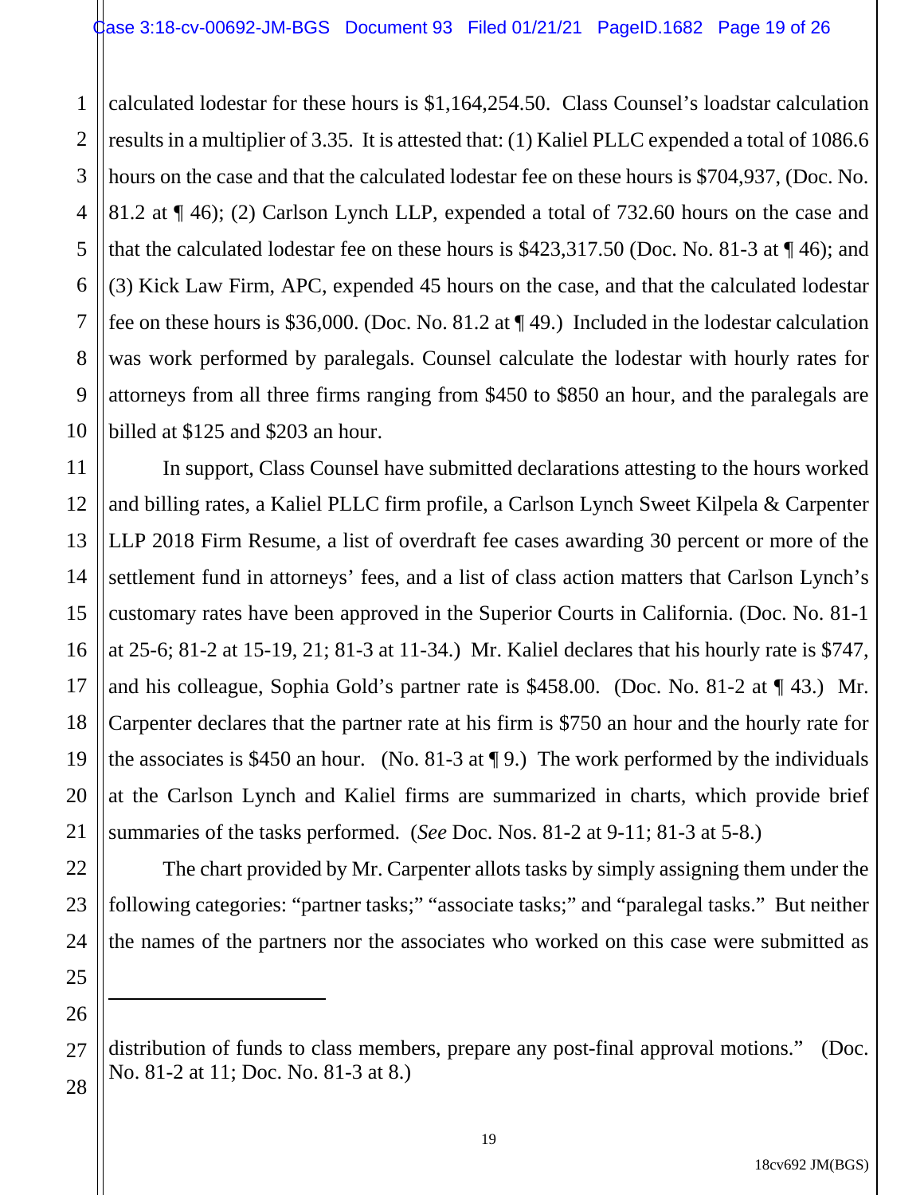calculated lodestar for these hours is $1,164,254.50. Class Counsel's loadstar calculation results in a multiplier of 3.35. It is attested that: (1) Kaliel PLLC expended a total of 1086.6 hours on the case and that the calculated lodestar fee on these hours is $704,937, (Doc. No. 81.2 at ¶ 46); (2) Carlson Lynch LLP, expended a total of 732.60 hours on the case and that the calculated lodestar fee on these hours is $423,317.50 (Doc. No. 81-3 at ¶ 46); and (3) Kick Law Firm, APC, expended 45 hours on the case, and that the calculated lodestar fee on these hours is $36,000. (Doc. No. 81.2 at ¶ 49.) Included in the lodestar calculation was work performed by paralegals. Counsel calculate the lodestar with hourly rates for attorneys from all three firms ranging from $450 to $850 an hour, and the paralegals are billed at $125 and $203 an hour.

In support, Class Counsel have submitted declarations attesting to the hours worked and billing rates, a Kaliel PLLC firm profile, a Carlson Lynch Sweet Kilpela & Carpenter LLP 2018 Firm Resume, a list of overdraft fee cases awarding 30 percent or more of the settlement fund in attorneys' fees, and a list of class action matters that Carlson Lynch's customary rates have been approved in the Superior Courts in California. (Doc. No. 81-1 at 25-6; 81-2 at 15-19, 21; 81-3 at 11-34.) Mr. Kaliel declares that his hourly rate is $747, and his colleague, Sophia Gold's partner rate is $458.00. (Doc. No. 81-2 at ¶ 43.) Mr. Carpenter declares that the partner rate at his firm is $750 an hour and the hourly rate for the associates is $450 an hour. (No. 81-3 at ¶ 9.) The work performed by the individuals at the Carlson Lynch and Kaliel firms are summarized in charts, which provide brief summaries of the tasks performed. (*See* Doc. Nos. 81-2 at 9-11; 81-3 at 5-8.)

The chart provided by Mr. Carpenter allots tasks by simply assigning them under the following categories: "partner tasks;" "associate tasks;" and "paralegal tasks." But neither the names of the partners nor the associates who worked on this case were submitted as

---

distribution of funds to class members, prepare any post-final approval motions." (Doc. No. 81-2 at 11; Doc. No. 81-3 at 8.)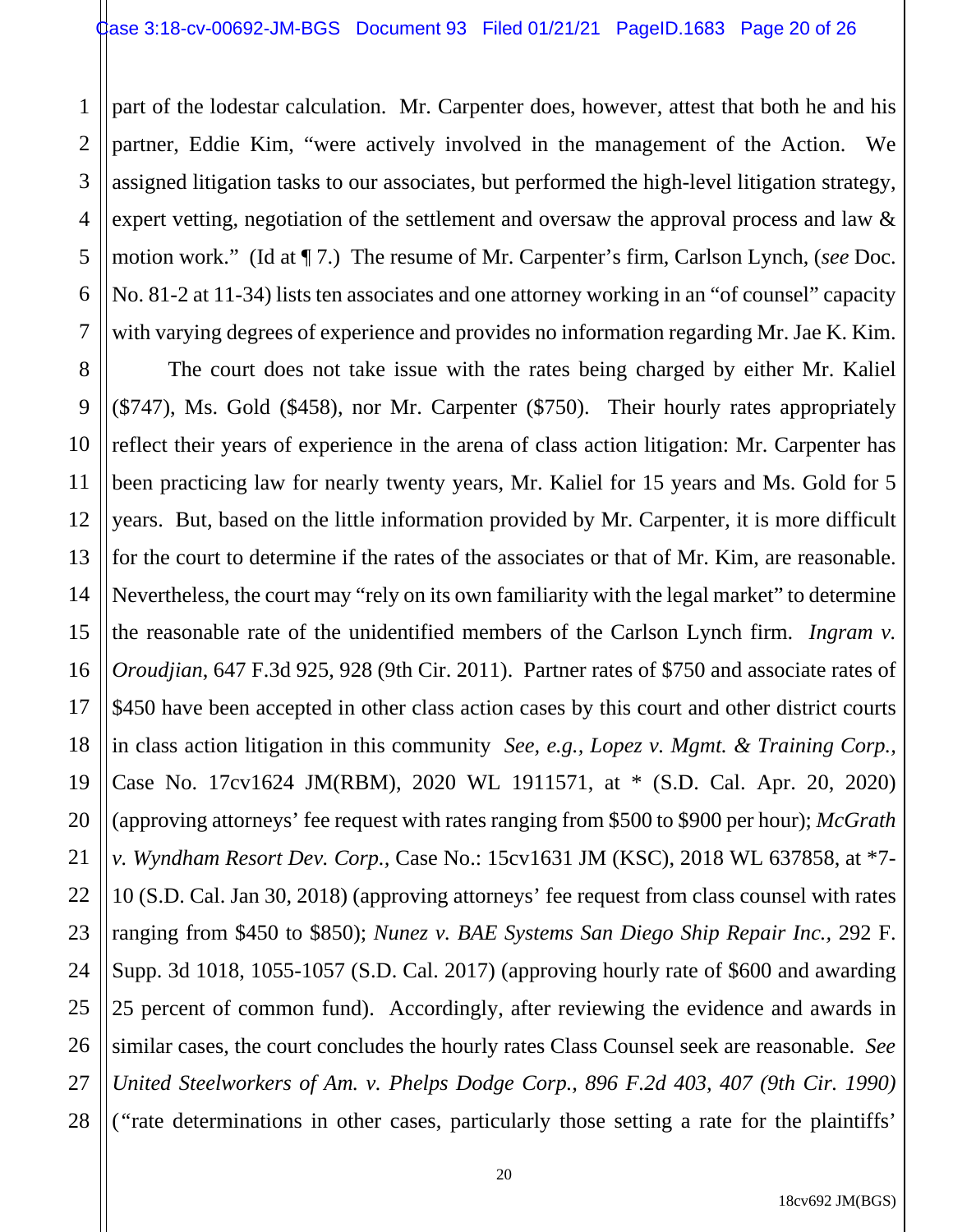part of the lodestar calculation. Mr. Carpenter does, however, attest that both he and his partner, Eddie Kim, "were actively involved in the management of the Action. We assigned litigation tasks to our associates, but performed the high-level litigation strategy, expert vetting, negotiation of the settlement and oversaw the approval process and law & motion work." (Id at ¶ 7.) The resume of Mr. Carpenter's firm, Carlson Lynch, (*see* Doc. No. 81-2 at 11-34) lists ten associates and one attorney working in an "of counsel" capacity with varying degrees of experience and provides no information regarding Mr. Jae K. Kim.

The court does not take issue with the rates being charged by either Mr. Kaliel ($747), Ms. Gold ($458), nor Mr. Carpenter ($750). Their hourly rates appropriately reflect their years of experience in the arena of class action litigation: Mr. Carpenter has been practicing law for nearly twenty years, Mr. Kaliel for 15 years and Ms. Gold for 5 years. But, based on the little information provided by Mr. Carpenter, it is more difficult for the court to determine if the rates of the associates or that of Mr. Kim, are reasonable. Nevertheless, the court may "rely on its own familiarity with the legal market" to determine the reasonable rate of the unidentified members of the Carlson Lynch firm. *Ingram v. Oroudjian*, 647 F.3d 925, 928 (9th Cir. 2011). Partner rates of $750 and associate rates of $450 have been accepted in other class action cases by this court and other district courts in class action litigation in this community *See, e.g., Lopez v. Mgmt. & Training Corp.,* Case No. 17cv1624 JM(RBM), 2020 WL 1911571, at * (S.D. Cal. Apr. 20, 2020) (approving attorneys' fee request with rates ranging from $500 to $900 per hour); *McGrath v. Wyndham Resort Dev. Corp.,* Case No.: 15cv1631 JM (KSC), 2018 WL 637858, at *7-10 (S.D. Cal. Jan 30, 2018) (approving attorneys' fee request from class counsel with rates ranging from $450 to $850); *Nunez v. BAE Systems San Diego Ship Repair Inc.,* 292 F. Supp. 3d 1018, 1055-1057 (S.D. Cal. 2017) (approving hourly rate of $600 and awarding 25 percent of common fund). Accordingly, after reviewing the evidence and awards in similar cases, the court concludes the hourly rates Class Counsel seek are reasonable. *See United Steelworkers of Am. v. Phelps Dodge Corp., 896 F.2d 403, 407 (9th Cir. 1990)* ("rate determinations in other cases, particularly those setting a rate for the plaintiffs'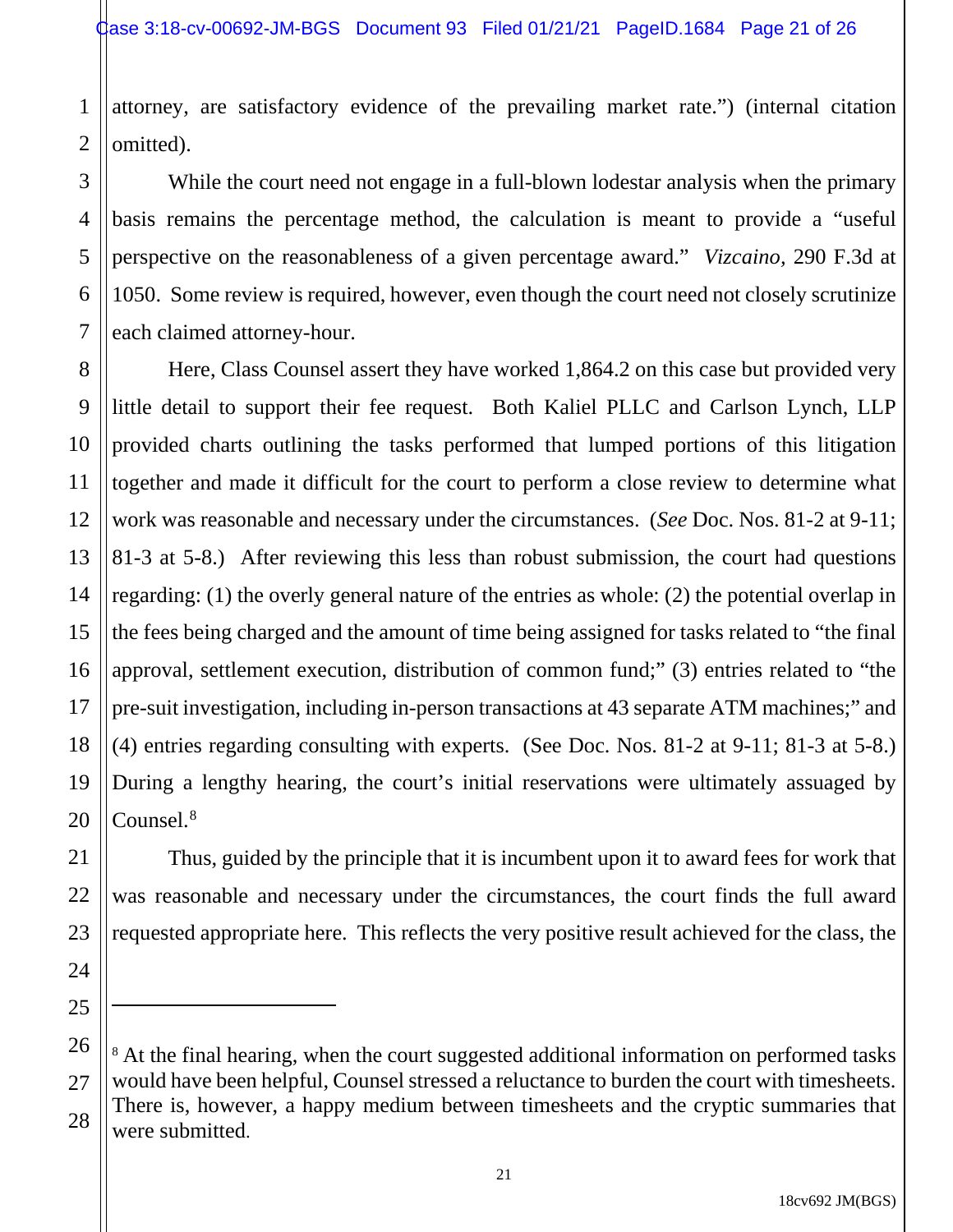attorney, are satisfactory evidence of the prevailing market rate.") (internal citation omitted).

While the court need not engage in a full-blown lodestar analysis when the primary basis remains the percentage method, the calculation is meant to provide a "useful perspective on the reasonableness of a given percentage award." *Vizcaino*, 290 F.3d at 1050. Some review is required, however, even though the court need not closely scrutinize each claimed attorney-hour.

Here, Class Counsel assert they have worked 1,864.2 on this case but provided very little detail to support their fee request. Both Kaliel PLLC and Carlson Lynch, LLP provided charts outlining the tasks performed that lumped portions of this litigation together and made it difficult for the court to perform a close review to determine what work was reasonable and necessary under the circumstances. (*See* Doc. Nos. 81-2 at 9-11; 81-3 at 5-8.) After reviewing this less than robust submission, the court had questions regarding: (1) the overly general nature of the entries as whole: (2) the potential overlap in the fees being charged and the amount of time being assigned for tasks related to "the final approval, settlement execution, distribution of common fund;" (3) entries related to "the pre-suit investigation, including in-person transactions at 43 separate ATM machines;" and (4) entries regarding consulting with experts. (See Doc. Nos. 81-2 at 9-11; 81-3 at 5-8.) During a lengthy hearing, the court's initial reservations were ultimately assuaged by Counsel.[8]

Thus, guided by the principle that it is incumbent upon it to award fees for work that was reasonable and necessary under the circumstances, the court finds the full award requested appropriate here. This reflects the very positive result achieved for the class, the

---

[8] At the final hearing, when the court suggested additional information on performed tasks would have been helpful, Counsel stressed a reluctance to burden the court with timesheets. There is, however, a happy medium between timesheets and the cryptic summaries that were submitted.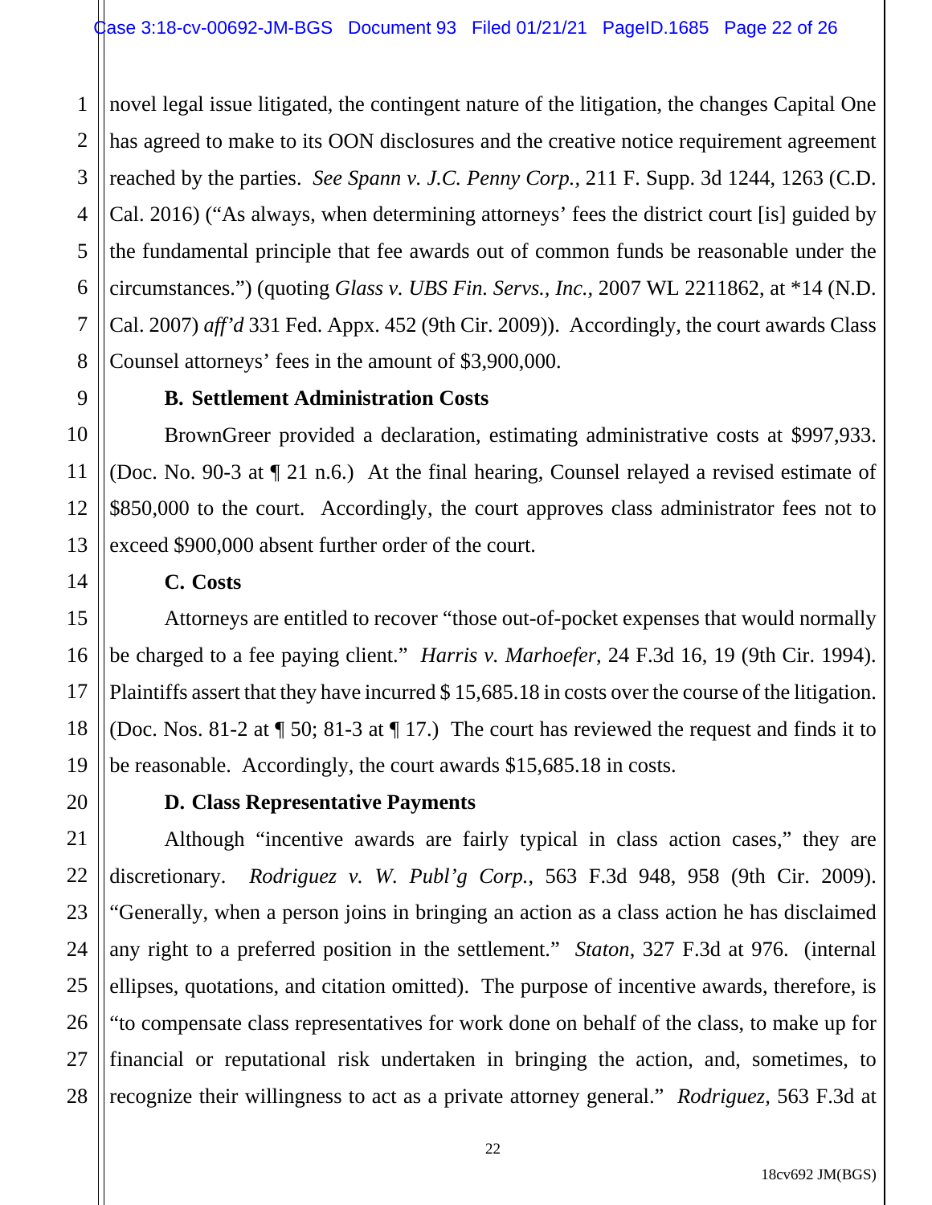novel legal issue litigated, the contingent nature of the litigation, the changes Capital One has agreed to make to its OON disclosures and the creative notice requirement agreement reached by the parties. *See Spann v. J.C. Penny Corp.*, 211 F. Supp. 3d 1244, 1263 (C.D. Cal. 2016) ("As always, when determining attorneys' fees the district court [is] guided by the fundamental principle that fee awards out of common funds be reasonable under the circumstances.") (quoting *Glass v. UBS Fin. Servs., Inc.*, 2007 WL 2211862, at *14 (N.D. Cal. 2007) *aff'd* 331 Fed. Appx. 452 (9th Cir. 2009)). Accordingly, the court awards Class Counsel attorneys' fees in the amount of $3,900,000.

**B. Settlement Administration Costs**

BrownGreer provided a declaration, estimating administrative costs at $997,933. (Doc. No. 90-3 at ¶ 21 n.6.) At the final hearing, Counsel relayed a revised estimate of $850,000 to the court. Accordingly, the court approves class administrator fees not to exceed $900,000 absent further order of the court.

**C. Costs**

Attorneys are entitled to recover "those out-of-pocket expenses that would normally be charged to a fee paying client." *Harris v. Marhoefer*, 24 F.3d 16, 19 (9th Cir. 1994). Plaintiffs assert that they have incurred $ 15,685.18 in costs over the course of the litigation. (Doc. Nos. 81-2 at ¶ 50; 81-3 at ¶ 17.) The court has reviewed the request and finds it to be reasonable. Accordingly, the court awards $15,685.18 in costs.

**D. Class Representative Payments**

Although "incentive awards are fairly typical in class action cases," they are discretionary. *Rodriguez v. W. Publ'g Corp.*, 563 F.3d 948, 958 (9th Cir. 2009). "Generally, when a person joins in bringing an action as a class action he has disclaimed any right to a preferred position in the settlement." *Staton*, 327 F.3d at 976. (internal ellipses, quotations, and citation omitted). The purpose of incentive awards, therefore, is "to compensate class representatives for work done on behalf of the class, to make up for financial or reputational risk undertaken in bringing the action, and, sometimes, to recognize their willingness to act as a private attorney general." *Rodriguez*, 563 F.3d at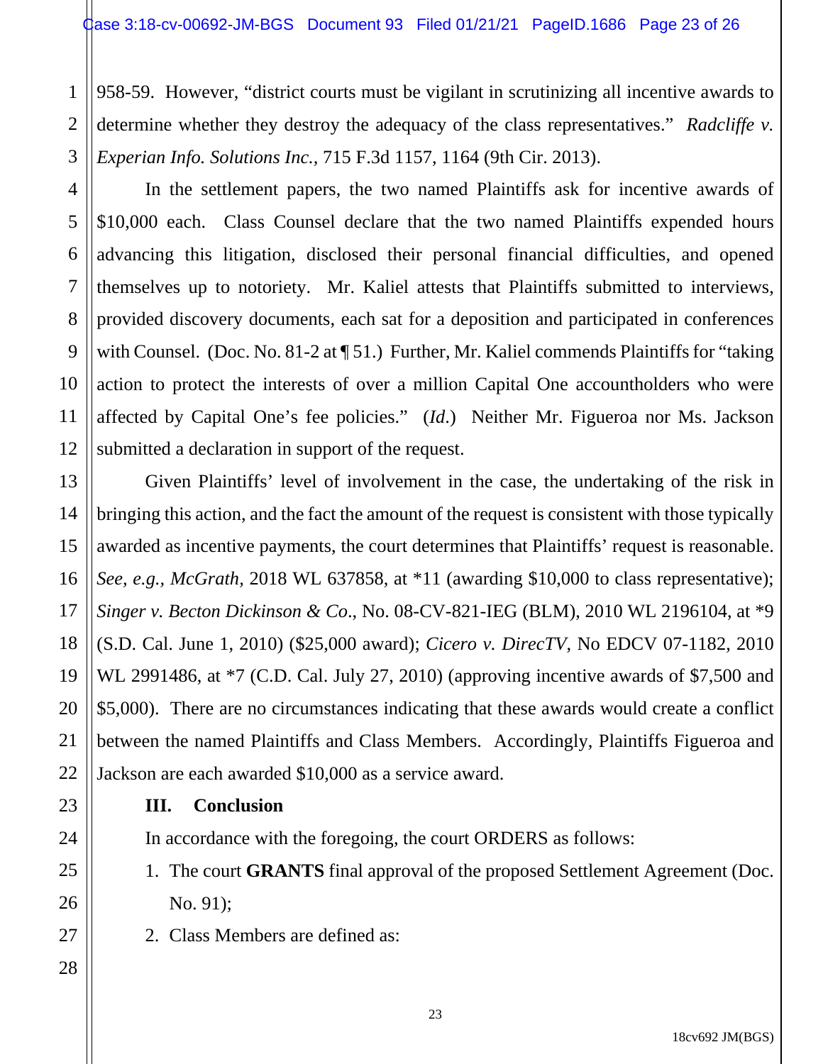958-59. However, "district courts must be vigilant in scrutinizing all incentive awards to determine whether they destroy the adequacy of the class representatives." *Radcliffe v. Experian Info. Solutions Inc.*, 715 F.3d 1157, 1164 (9th Cir. 2013).

In the settlement papers, the two named Plaintiffs ask for incentive awards of $10,000 each. Class Counsel declare that the two named Plaintiffs expended hours advancing this litigation, disclosed their personal financial difficulties, and opened themselves up to notoriety. Mr. Kaliel attests that Plaintiffs submitted to interviews, provided discovery documents, each sat for a deposition and participated in conferences with Counsel. (Doc. No. 81-2 at ¶ 51.) Further, Mr. Kaliel commends Plaintiffs for "taking action to protect the interests of over a million Capital One accountholders who were affected by Capital One's fee policies." (*Id.*) Neither Mr. Figueroa nor Ms. Jackson submitted a declaration in support of the request.

Given Plaintiffs' level of involvement in the case, the undertaking of the risk in bringing this action, and the fact the amount of the request is consistent with those typically awarded as incentive payments, the court determines that Plaintiffs' request is reasonable. *See, e.g.*, *McGrath*, 2018 WL 637858, at *11 (awarding $10,000 to class representative); *Singer v. Becton Dickinson & Co*., No. 08-CV-821-IEG (BLM), 2010 WL 2196104, at *9 (S.D. Cal. June 1, 2010) ($25,000 award); *Cicero v. DirecTV*, No EDCV 07-1182, 2010 WL 2991486, at *7 (C.D. Cal. July 27, 2010) (approving incentive awards of $7,500 and $5,000). There are no circumstances indicating that these awards would create a conflict between the named Plaintiffs and Class Members. Accordingly, Plaintiffs Figueroa and Jackson are each awarded $10,000 as a service award.

## III. Conclusion

In accordance with the foregoing, the court ORDERS as follows:

1. The court **GRANTS** final approval of the proposed Settlement Agreement (Doc. No. 91);
2. Class Members are defined as: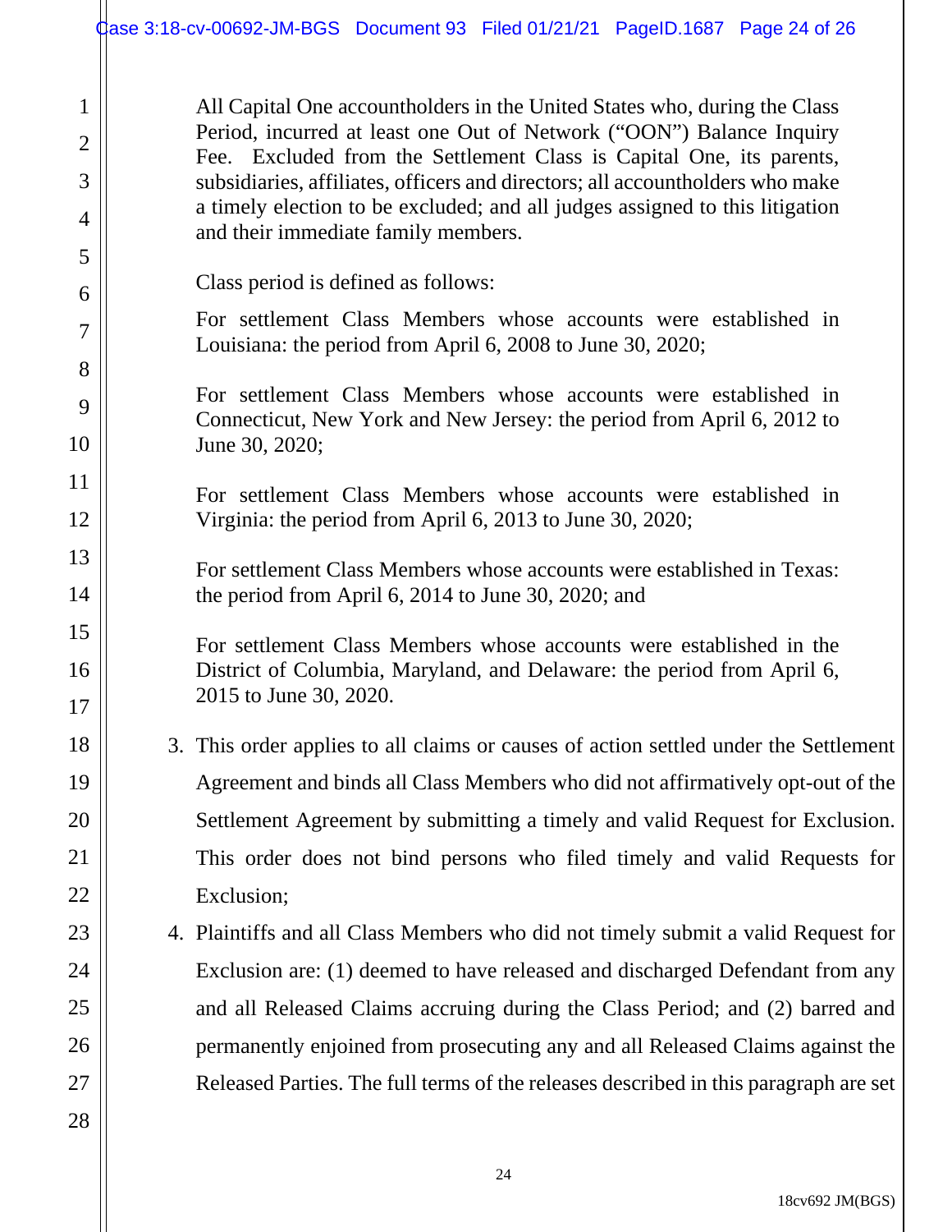All Capital One accountholders in the United States who, during the Class Period, incurred at least one Out of Network ("OON") Balance Inquiry Fee. Excluded from the Settlement Class is Capital One, its parents, subsidiaries, affiliates, officers and directors; all accountholders who make a timely election to be excluded; and all judges assigned to this litigation and their immediate family members.

Class period is defined as follows:

For settlement Class Members whose accounts were established in Louisiana: the period from April 6, 2008 to June 30, 2020;

For settlement Class Members whose accounts were established in Connecticut, New York and New Jersey: the period from April 6, 2012 to June 30, 2020;

For settlement Class Members whose accounts were established in Virginia: the period from April 6, 2013 to June 30, 2020;

For settlement Class Members whose accounts were established in Texas: the period from April 6, 2014 to June 30, 2020; and

For settlement Class Members whose accounts were established in the District of Columbia, Maryland, and Delaware: the period from April 6, 2015 to June 30, 2020.

3. This order applies to all claims or causes of action settled under the Settlement Agreement and binds all Class Members who did not affirmatively opt-out of the Settlement Agreement by submitting a timely and valid Request for Exclusion. This order does not bind persons who filed timely and valid Requests for Exclusion;
4. Plaintiffs and all Class Members who did not timely submit a valid Request for Exclusion are: (1) deemed to have released and discharged Defendant from any and all Released Claims accruing during the Class Period; and (2) barred and permanently enjoined from prosecuting any and all Released Claims against the Released Parties. The full terms of the releases described in this paragraph are set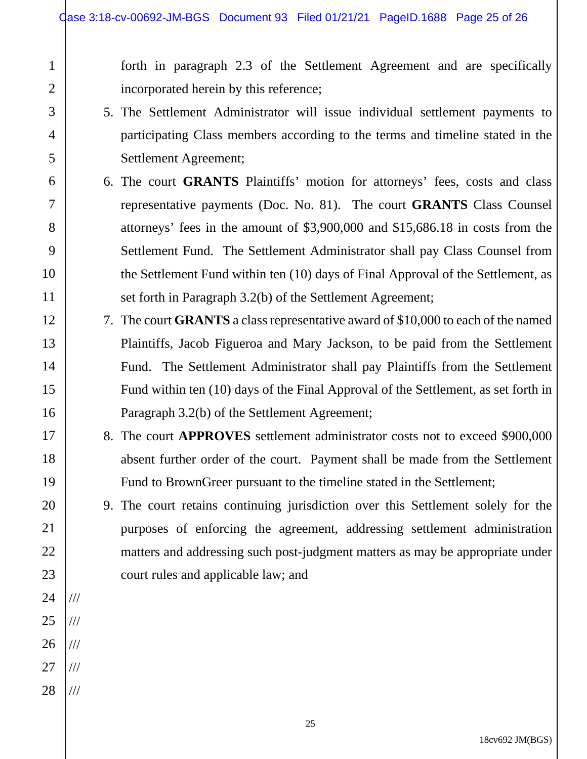forth in paragraph 2.3 of the Settlement Agreement and are specifically incorporated herein by this reference;

5. The Settlement Administrator will issue individual settlement payments to participating Class members according to the terms and timeline stated in the Settlement Agreement;
6. The court **GRANTS** Plaintiffs' motion for attorneys' fees, costs and class representative payments (Doc. No. 81). The court **GRANTS** Class Counsel attorneys' fees in the amount of $3,900,000 and $15,686.18 in costs from the Settlement Fund. The Settlement Administrator shall pay Class Counsel from the Settlement Fund within ten (10) days of Final Approval of the Settlement, as set forth in Paragraph 3.2(b) of the Settlement Agreement;
7. The court **GRANTS** a class representative award of $10,000 to each of the named Plaintiffs, Jacob Figueroa and Mary Jackson, to be paid from the Settlement Fund. The Settlement Administrator shall pay Plaintiffs from the Settlement Fund within ten (10) days of the Final Approval of the Settlement, as set forth in Paragraph 3.2(b) of the Settlement Agreement;
8. The court **APPROVES** settlement administrator costs not to exceed $900,000 absent further order of the court. Payment shall be made from the Settlement Fund to BrownGreer pursuant to the timeline stated in the Settlement;
9. The court retains continuing jurisdiction over this Settlement solely for the purposes of enforcing the agreement, addressing settlement administration matters and addressing such post-judgment matters as may be appropriate under court rules and applicable law; and

///

///

///

///

///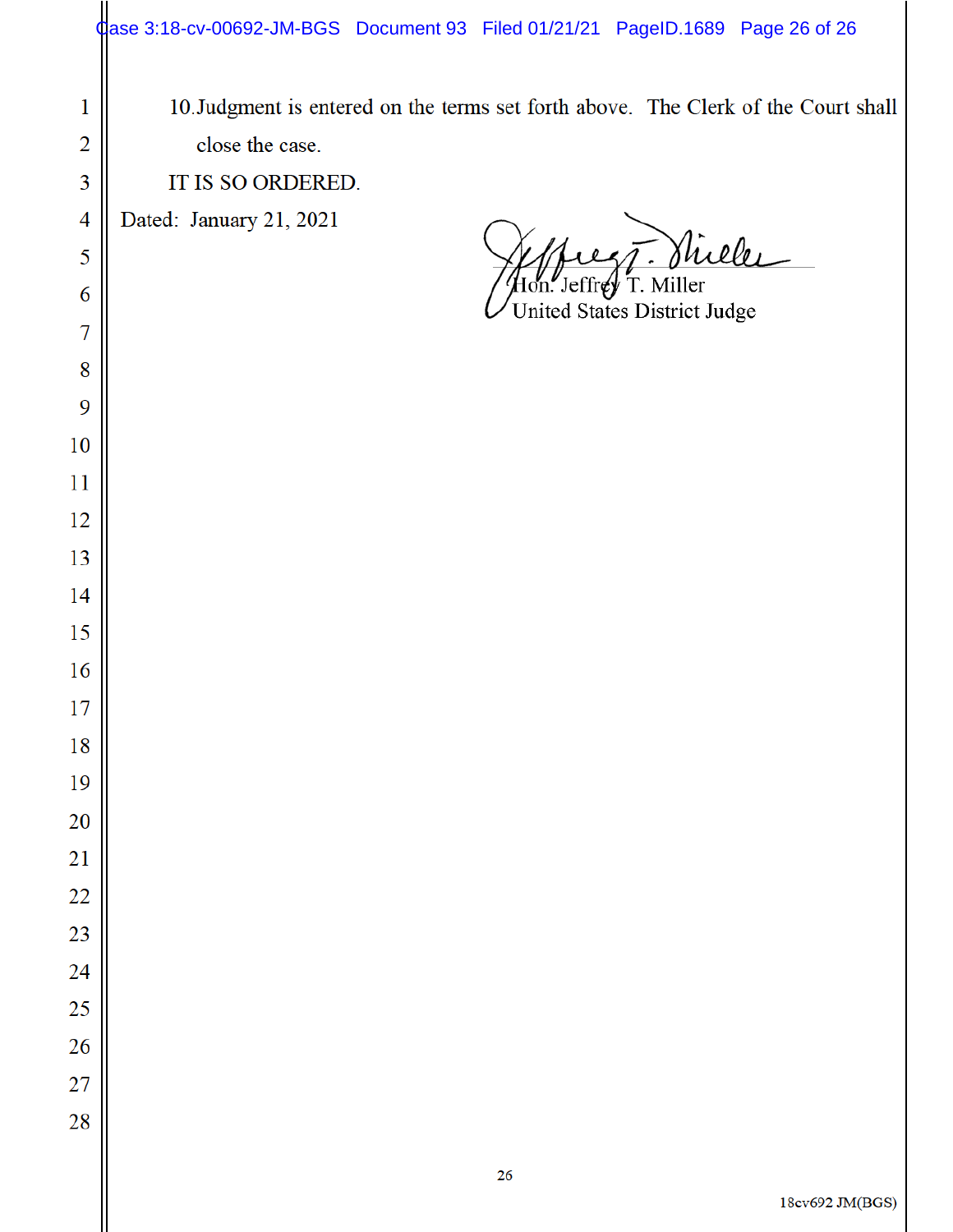10. Judgment is entered on the terms set forth above. The Clerk of the Court shall close the case.

IT IS SO ORDERED.

Dated: January 21, 2021

Hon. Jeffrey T. Miller
United States District Judge

18cv692 JM(BGS)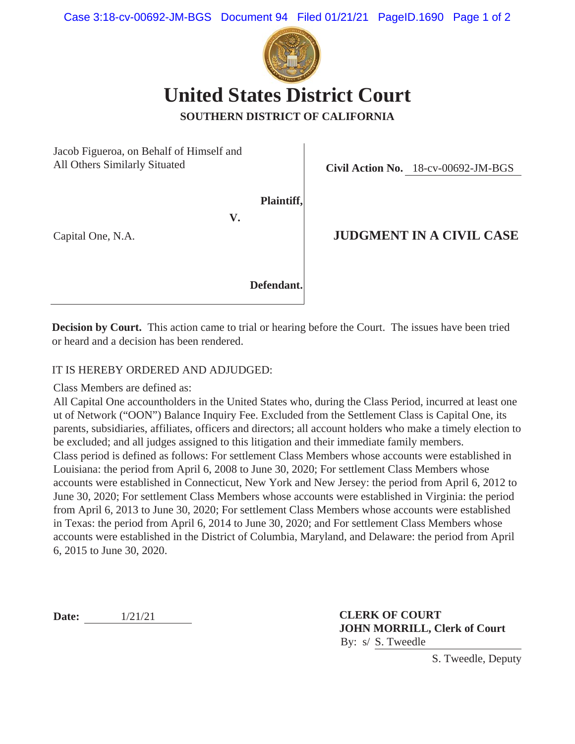# United States District Court

**SOUTHERN DISTRICT OF CALIFORNIA**

Jacob Figueroa, on Behalf of Himself and All Others Similarly Situated

**Plaintiff,**

**V.**

Capital One, N.A.

**Defendant.**

**Civil Action No.** 18-cv-00692-JM-BGS

## JUDGMENT IN A CIVIL CASE

**Decision by Court.** This action came to trial or hearing before the Court. The issues have been tried or heard and a decision has been rendered.

IT IS HEREBY ORDERED AND ADJUDGED:

Class Members are defined as:

All Capital One accountholders in the United States who, during the Class Period, incurred at least one ut of Network ("OON") Balance Inquiry Fee. Excluded from the Settlement Class is Capital One, its parents, subsidiaries, affiliates, officers and directors; all account holders who make a timely election to be excluded; and all judges assigned to this litigation and their immediate family members.

Class period is defined as follows: For settlement Class Members whose accounts were established in Louisiana: the period from April 6, 2008 to June 30, 2020; For settlement Class Members whose accounts were established in Connecticut, New York and New Jersey: the period from April 6, 2012 to June 30, 2020; For settlement Class Members whose accounts were established in Virginia: the period from April 6, 2013 to June 30, 2020; For settlement Class Members whose accounts were established in Texas: the period from April 6, 2014 to June 30, 2020; and For settlement Class Members whose accounts were established in the District of Columbia, Maryland, and Delaware: the period from April 6, 2015 to June 30, 2020.

**Date:** 1/21/21

**CLERK OF COURT**
**JOHN MORRILL, Clerk of Court**
By: s/ S. Tweedle
S. Tweedle, Deputy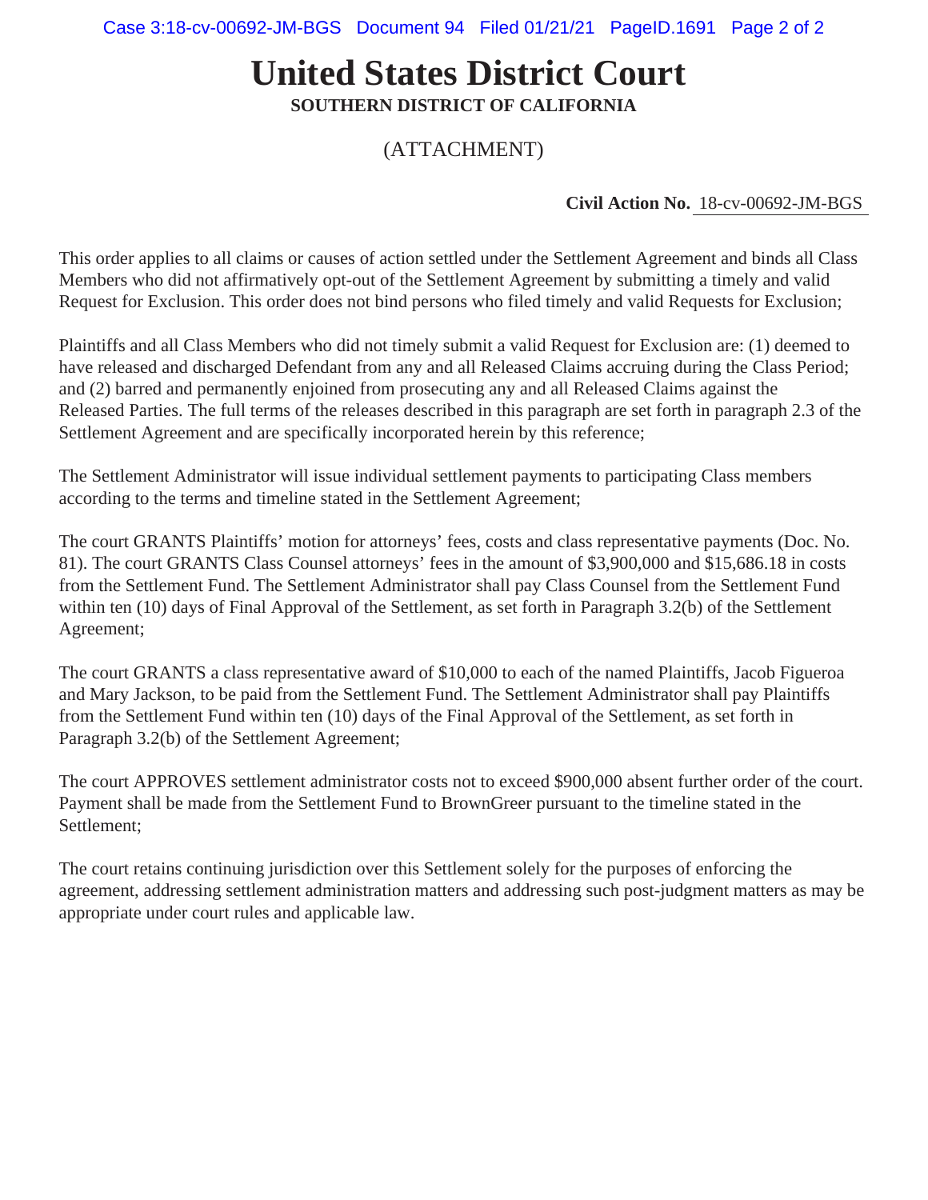# United States District Court

**SOUTHERN DISTRICT OF CALIFORNIA**

(ATTACHMENT)

**Civil Action No.** 18-cv-00692-JM-BGS

This order applies to all claims or causes of action settled under the Settlement Agreement and binds all Class Members who did not affirmatively opt-out of the Settlement Agreement by submitting a timely and valid Request for Exclusion. This order does not bind persons who filed timely and valid Requests for Exclusion;

Plaintiffs and all Class Members who did not timely submit a valid Request for Exclusion are: (1) deemed to have released and discharged Defendant from any and all Released Claims accruing during the Class Period; and (2) barred and permanently enjoined from prosecuting any and all Released Claims against the Released Parties. The full terms of the releases described in this paragraph are set forth in paragraph 2.3 of the Settlement Agreement and are specifically incorporated herein by this reference;

The Settlement Administrator will issue individual settlement payments to participating Class members according to the terms and timeline stated in the Settlement Agreement;

The court GRANTS Plaintiffs' motion for attorneys' fees, costs and class representative payments (Doc. No. 81). The court GRANTS Class Counsel attorneys' fees in the amount of $3,900,000 and $15,686.18 in costs from the Settlement Fund. The Settlement Administrator shall pay Class Counsel from the Settlement Fund within ten (10) days of Final Approval of the Settlement, as set forth in Paragraph 3.2(b) of the Settlement Agreement;

The court GRANTS a class representative award of $10,000 to each of the named Plaintiffs, Jacob Figueroa and Mary Jackson, to be paid from the Settlement Fund. The Settlement Administrator shall pay Plaintiffs from the Settlement Fund within ten (10) days of the Final Approval of the Settlement, as set forth in Paragraph 3.2(b) of the Settlement Agreement;

The court APPROVES settlement administrator costs not to exceed $900,000 absent further order of the court. Payment shall be made from the Settlement Fund to BrownGreer pursuant to the timeline stated in the Settlement;

The court retains continuing jurisdiction over this Settlement solely for the purposes of enforcing the agreement, addressing settlement administration matters and addressing such post-judgment matters as may be appropriate under court rules and applicable law.